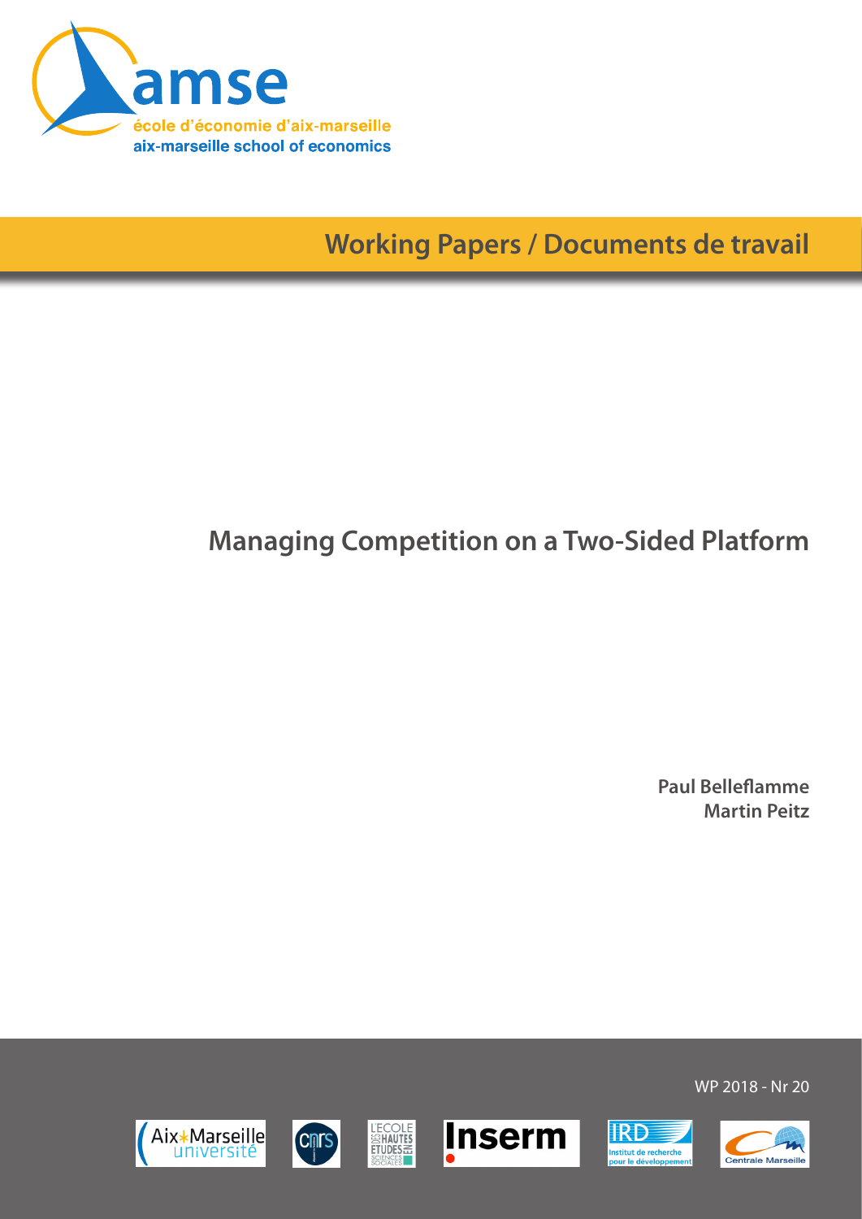amse

école d'économie d'aix-marseille

aix-marseille school of economics

## Working Papers / Documents de travail

# Managing Competition on a Two-Sided Platform

**Paul Belleflamme**
**Martin Peitz**

WP 2018 - Nr 20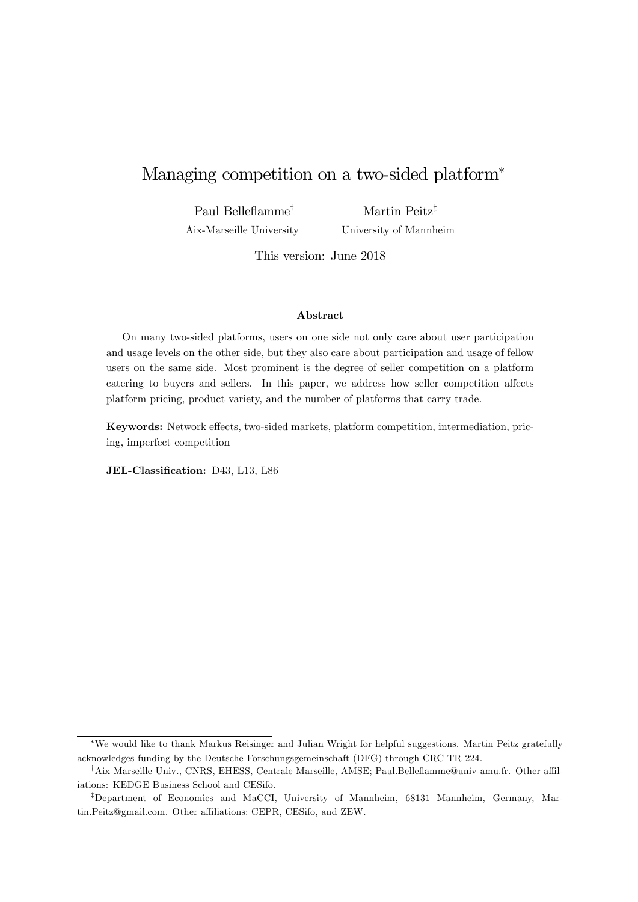# Managing competition on a two-sided platform*

Paul Belleflamme[†]
Aix-Marseille University

Martin Peitz[‡]
University of Mannheim

This version: June 2018

### Abstract

On many two-sided platforms, users on one side not only care about user participation and usage levels on the other side, but they also care about participation and usage of fellow users on the same side. Most prominent is the degree of seller competition on a platform catering to buyers and sellers. In this paper, we address how seller competition affects platform pricing, product variety, and the number of platforms that carry trade.

**Keywords:** Network effects, two-sided markets, platform competition, intermediation, pricing, imperfect competition

**JEL-Classification:** D43, L13, L86

---

*We would like to thank Markus Reisinger and Julian Wright for helpful suggestions. Martin Peitz gratefully acknowledges funding by the Deutsche Forschungsgemeinschaft (DFG) through CRC TR 224.

[†]Aix-Marseille Univ., CNRS, EHESS, Centrale Marseille, AMSE; Paul.Belleflamme@univ-amu.fr. Other affiliations: KEDGE Business School and CESifo.

[‡]Department of Economics and MaCCI, University of Mannheim, 68131 Mannheim, Germany, Martin.Peitz@gmail.com. Other affiliations: CEPR, CESifo, and ZEW.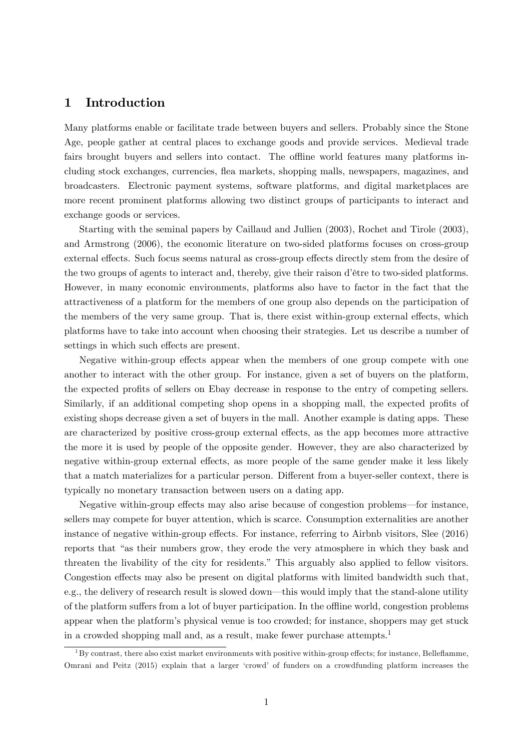## 1 Introduction

Many platforms enable or facilitate trade between buyers and sellers. Probably since the Stone Age, people gather at central places to exchange goods and provide services. Medieval trade fairs brought buyers and sellers into contact. The offline world features many platforms including stock exchanges, currencies, flea markets, shopping malls, newspapers, magazines, and broadcasters. Electronic payment systems, software platforms, and digital marketplaces are more recent prominent platforms allowing two distinct groups of participants to interact and exchange goods or services.

Starting with the seminal papers by Caillaud and Jullien (2003), Rochet and Tirole (2003), and Armstrong (2006), the economic literature on two-sided platforms focuses on cross-group external effects. Such focus seems natural as cross-group effects directly stem from the desire of the two groups of agents to interact and, thereby, give their raison d'être to two-sided platforms. However, in many economic environments, platforms also have to factor in the fact that the attractiveness of a platform for the members of one group also depends on the participation of the members of the very same group. That is, there exist within-group external effects, which platforms have to take into account when choosing their strategies. Let us describe a number of settings in which such effects are present.

Negative within-group effects appear when the members of one group compete with one another to interact with the other group. For instance, given a set of buyers on the platform, the expected profits of sellers on Ebay decrease in response to the entry of competing sellers. Similarly, if an additional competing shop opens in a shopping mall, the expected profits of existing shops decrease given a set of buyers in the mall. Another example is dating apps. These are characterized by positive cross-group external effects, as the app becomes more attractive the more it is used by people of the opposite gender. However, they are also characterized by negative within-group external effects, as more people of the same gender make it less likely that a match materializes for a particular person. Different from a buyer-seller context, there is typically no monetary transaction between users on a dating app.

Negative within-group effects may also arise because of congestion problems—for instance, sellers may compete for buyer attention, which is scarce. Consumption externalities are another instance of negative within-group effects. For instance, referring to Airbnb visitors, Slee (2016) reports that "as their numbers grow, they erode the very atmosphere in which they bask and threaten the livability of the city for residents." This arguably also applied to fellow visitors. Congestion effects may also be present on digital platforms with limited bandwidth such that, e.g., the delivery of research result is slowed down—this would imply that the stand-alone utility of the platform suffers from a lot of buyer participation. In the offline world, congestion problems appear when the platform's physical venue is too crowded; for instance, shoppers may get stuck in a crowded shopping mall and, as a result, make fewer purchase attempts.[1]

[1] By contrast, there also exist market environments with positive within-group effects; for instance, Belleflamme, Omrani and Peitz (2015) explain that a larger 'crowd' of funders on a crowdfunding platform increases the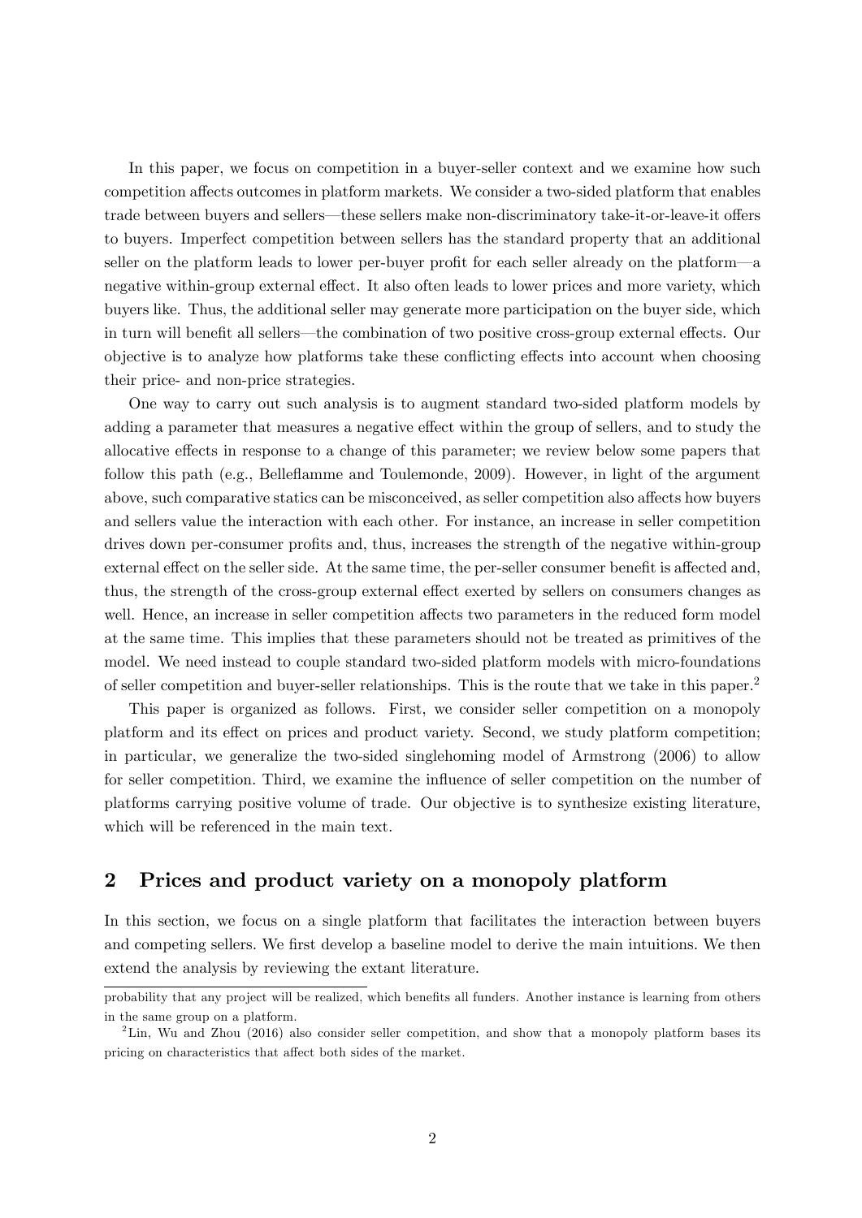In this paper, we focus on competition in a buyer-seller context and we examine how such competition affects outcomes in platform markets. We consider a two-sided platform that enables trade between buyers and sellers—these sellers make non-discriminatory take-it-or-leave-it offers to buyers. Imperfect competition between sellers has the standard property that an additional seller on the platform leads to lower per-buyer profit for each seller already on the platform—a negative within-group external effect. It also often leads to lower prices and more variety, which buyers like. Thus, the additional seller may generate more participation on the buyer side, which in turn will benefit all sellers—the combination of two positive cross-group external effects. Our objective is to analyze how platforms take these conflicting effects into account when choosing their price- and non-price strategies.

One way to carry out such analysis is to augment standard two-sided platform models by adding a parameter that measures a negative effect within the group of sellers, and to study the allocative effects in response to a change of this parameter; we review below some papers that follow this path (e.g., Belleflamme and Toulemonde, 2009). However, in light of the argument above, such comparative statics can be misconceived, as seller competition also affects how buyers and sellers value the interaction with each other. For instance, an increase in seller competition drives down per-consumer profits and, thus, increases the strength of the negative within-group external effect on the seller side. At the same time, the per-seller consumer benefit is affected and, thus, the strength of the cross-group external effect exerted by sellers on consumers changes as well. Hence, an increase in seller competition affects two parameters in the reduced form model at the same time. This implies that these parameters should not be treated as primitives of the model. We need instead to couple standard two-sided platform models with micro-foundations of seller competition and buyer-seller relationships. This is the route that we take in this paper.[2]

This paper is organized as follows. First, we consider seller competition on a monopoly platform and its effect on prices and product variety. Second, we study platform competition; in particular, we generalize the two-sided singlehoming model of Armstrong (2006) to allow for seller competition. Third, we examine the influence of seller competition on the number of platforms carrying positive volume of trade. Our objective is to synthesize existing literature, which will be referenced in the main text.

## 2 Prices and product variety on a monopoly platform

In this section, we focus on a single platform that facilitates the interaction between buyers and competing sellers. We first develop a baseline model to derive the main intuitions. We then extend the analysis by reviewing the extant literature.

---

probability that any project will be realized, which benefits all funders. Another instance is learning from others in the same group on a platform.

[2] Lin, Wu and Zhou (2016) also consider seller competition, and show that a monopoly platform bases its pricing on characteristics that affect both sides of the market.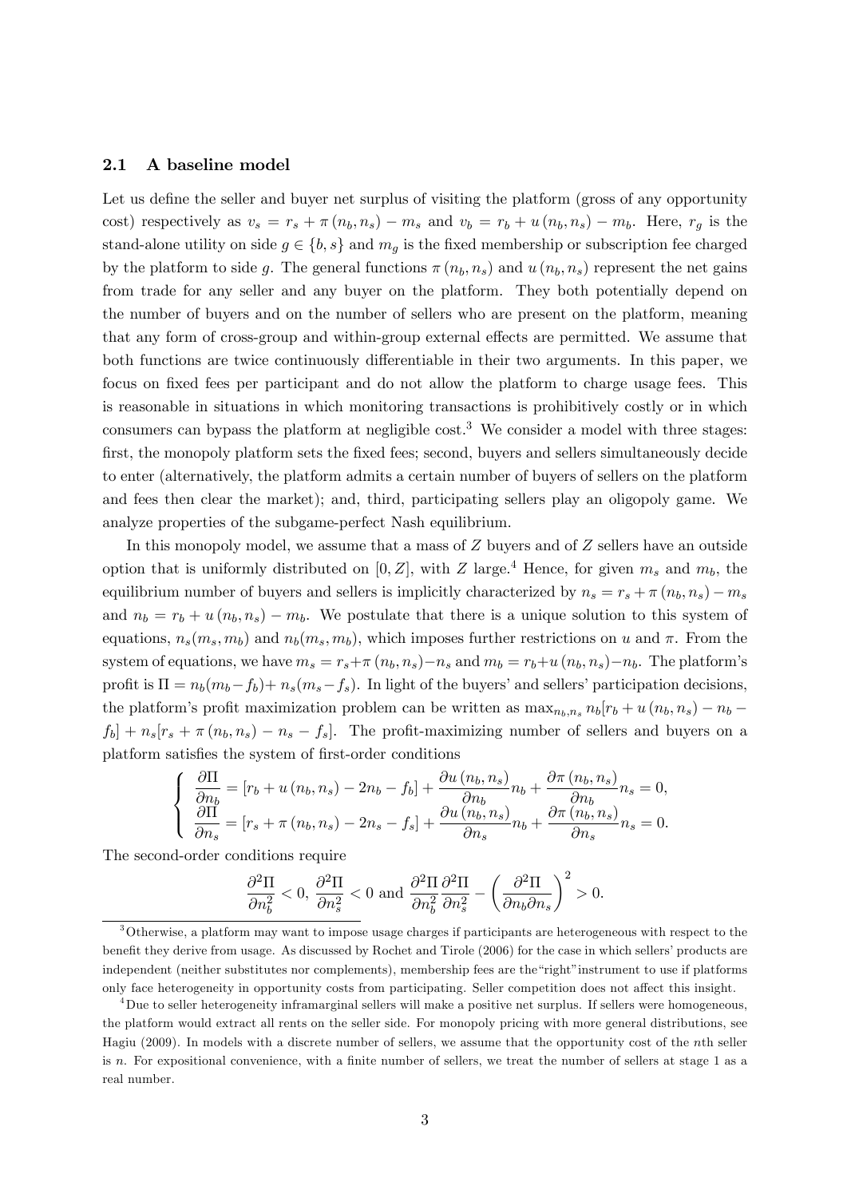### 2.1 A baseline model

Let us define the seller and buyer net surplus of visiting the platform (gross of any opportunity cost) respectively as $v_s = r_s + \pi(n_b, n_s) - m_s$ and $v_b = r_b + u(n_b, n_s) - m_b$. Here, $r_g$ is the stand-alone utility on side $g \in \{b, s\}$ and $m_g$ is the fixed membership or subscription fee charged by the platform to side $g$. The general functions $\pi(n_b, n_s)$ and $u(n_b, n_s)$ represent the net gains from trade for any seller and any buyer on the platform. They both potentially depend on the number of buyers and on the number of sellers who are present on the platform, meaning that any form of cross-group and within-group external effects are permitted. We assume that both functions are twice continuously differentiable in their two arguments. In this paper, we focus on fixed fees per participant and do not allow the platform to charge usage fees. This is reasonable in situations in which monitoring transactions is prohibitively costly or in which consumers can bypass the platform at negligible cost.[3] We consider a model with three stages: first, the monopoly platform sets the fixed fees; second, buyers and sellers simultaneously decide to enter (alternatively, the platform admits a certain number of buyers of sellers on the platform and fees then clear the market); and, third, participating sellers play an oligopoly game. We analyze properties of the subgame-perfect Nash equilibrium.

In this monopoly model, we assume that a mass of $Z$ buyers and of $Z$ sellers have an outside option that is uniformly distributed on $[0, Z]$, with $Z$ large.[4] Hence, for given $m_s$ and $m_b$, the equilibrium number of buyers and sellers is implicitly characterized by $n_s = r_s + \pi(n_b, n_s) - m_s$ and $n_b = r_b + u(n_b, n_s) - m_b$. We postulate that there is a unique solution to this system of equations, $n_s(m_s, m_b)$ and $n_b(m_s, m_b)$, which imposes further restrictions on $u$ and $\pi$. From the system of equations, we have $m_s = r_s + \pi(n_b, n_s) - n_s$ and $m_b = r_b + u(n_b, n_s) - n_b$. The platform's profit is $\Pi = n_b(m_b - f_b) + n_s(m_s - f_s)$. In light of the buyers' and sellers' participation decisions, the platform's profit maximization problem can be written as $\max_{n_b, n_s} n_b[r_b + u(n_b, n_s) - n_b - f_b] + n_s[r_s + \pi(n_b, n_s) - n_s - f_s]$. The profit-maximizing number of sellers and buyers on a platform satisfies the system of first-order conditions

$$
\begin{cases}
\dfrac{\partial \Pi}{\partial n_b} = [r_b + u(n_b, n_s) - 2n_b - f_b] + \dfrac{\partial u(n_b, n_s)}{\partial n_b} n_b + \dfrac{\partial \pi(n_b, n_s)}{\partial n_b} n_s = 0, \\
\dfrac{\partial \Pi}{\partial n_s} = [r_s + \pi(n_b, n_s) - 2n_s - f_s] + \dfrac{\partial u(n_b, n_s)}{\partial n_s} n_b + \dfrac{\partial \pi(n_b, n_s)}{\partial n_s} n_s = 0.
\end{cases}
$$

The second-order conditions require

$$
\frac{\partial^2 \Pi}{\partial n_b^2} < 0, \; \frac{\partial^2 \Pi}{\partial n_s^2} < 0 \text{ and } \frac{\partial^2 \Pi}{\partial n_b^2} \frac{\partial^2 \Pi}{\partial n_s^2} - \left( \frac{\partial^2 \Pi}{\partial n_b \partial n_s} \right)^2 > 0.
$$

[3] Otherwise, a platform may want to impose usage charges if participants are heterogeneous with respect to the benefit they derive from usage. As discussed by Rochet and Tirole (2006) for the case in which sellers' products are independent (neither substitutes nor complements), membership fees are the "right" instrument to use if platforms only face heterogeneity in opportunity costs from participating. Seller competition does not affect this insight.

[4] Due to seller heterogeneity inframarginal sellers will make a positive net surplus. If sellers were homogeneous, the platform would extract all rents on the seller side. For monopoly pricing with more general distributions, see Hagiu (2009). In models with a discrete number of sellers, we assume that the opportunity cost of the $n$th seller is $n$. For expositional convenience, with a finite number of sellers, we treat the number of sellers at stage 1 as a real number.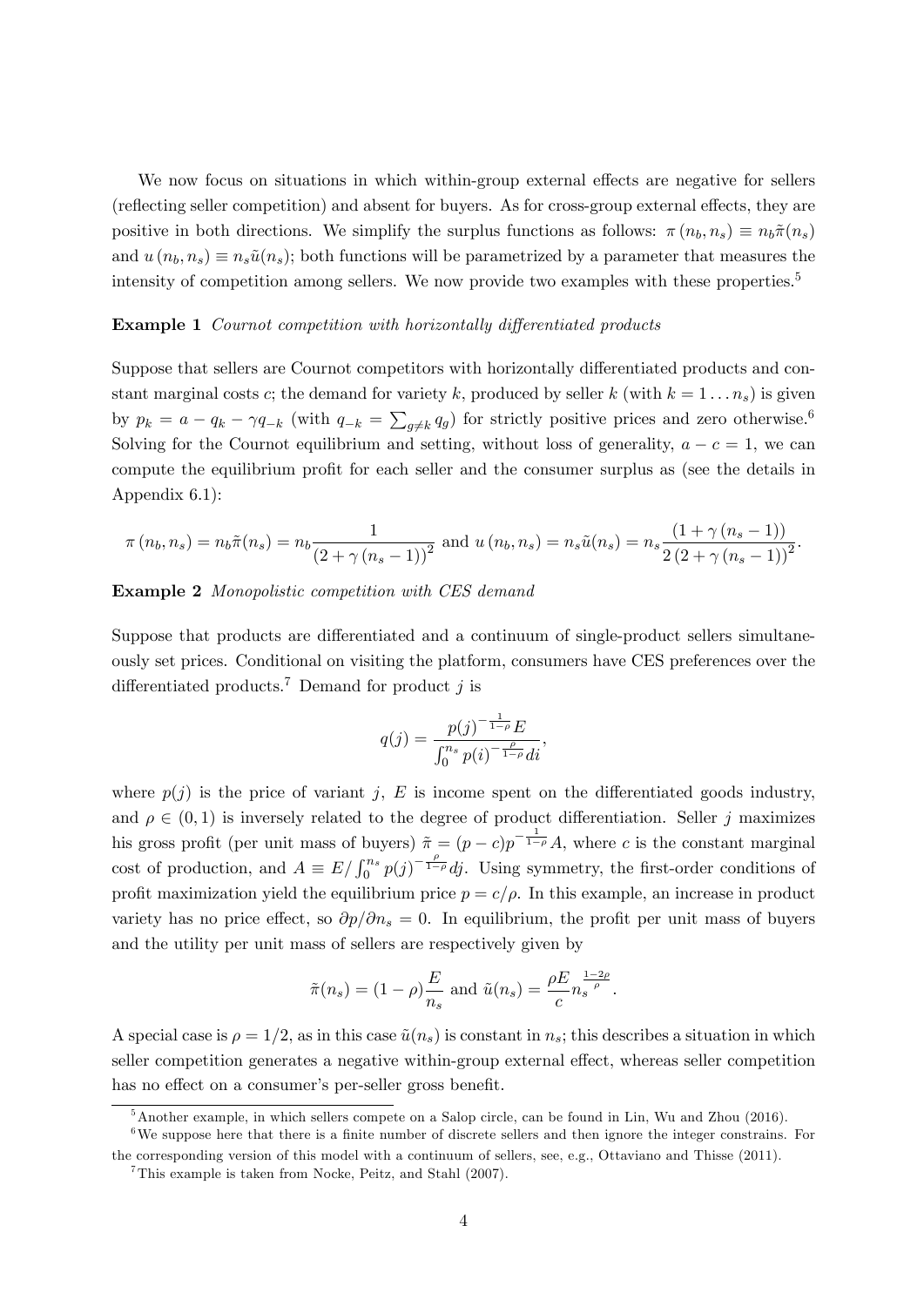We now focus on situations in which within-group external effects are negative for sellers (reflecting seller competition) and absent for buyers. As for cross-group external effects, they are positive in both directions. We simplify the surplus functions as follows: $\pi(n_b, n_s) \equiv n_b \tilde{\pi}(n_s)$ and $u(n_b, n_s) \equiv n_s \tilde{u}(n_s)$; both functions will be parametrized by a parameter that measures the intensity of competition among sellers. We now provide two examples with these properties.[5]

**Example 1** *Cournot competition with horizontally differentiated products*

Suppose that sellers are Cournot competitors with horizontally differentiated products and constant marginal costs $c$; the demand for variety $k$, produced by seller $k$ (with $k = 1 \dots n_s$) is given by $p_k = a - q_k - \gamma q_{-k}$ (with $q_{-k} = \sum_{g \neq k} q_g$) for strictly positive prices and zero otherwise.[6] Solving for the Cournot equilibrium and setting, without loss of generality, $a - c = 1$, we can compute the equilibrium profit for each seller and the consumer surplus as (see the details in Appendix 6.1):

$$\pi(n_b, n_s) = n_b \tilde{\pi}(n_s) = n_b \frac{1}{(2 + \gamma(n_s - 1))^2} \text{ and } u(n_b, n_s) = n_s \tilde{u}(n_s) = n_s \frac{(1 + \gamma(n_s - 1))}{2(2 + \gamma(n_s - 1))^2}.$$

**Example 2** *Monopolistic competition with CES demand*

Suppose that products are differentiated and a continuum of single-product sellers simultaneously set prices. Conditional on visiting the platform, consumers have CES preferences over the differentiated products.[7] Demand for product $j$ is

$$q(j) = \frac{p(j)^{-\frac{1}{1-\rho}} E}{\int_0^{n_s} p(i)^{-\frac{\rho}{1-\rho}} di},$$

where $p(j)$ is the price of variant $j$, $E$ is income spent on the differentiated goods industry, and $\rho \in (0, 1)$ is inversely related to the degree of product differentiation. Seller $j$ maximizes his gross profit (per unit mass of buyers) $\tilde{\pi} = (p - c)p^{-\frac{1}{1-\rho}} A$, where $c$ is the constant marginal cost of production, and $A \equiv E / \int_0^{n_s} p(j)^{-\frac{\rho}{1-\rho}} dj$. Using symmetry, the first-order conditions of profit maximization yield the equilibrium price $p = c/\rho$. In this example, an increase in product variety has no price effect, so $\partial p / \partial n_s = 0$. In equilibrium, the profit per unit mass of buyers and the utility per unit mass of sellers are respectively given by

$$\tilde{\pi}(n_s) = (1 - \rho) \frac{E}{n_s} \text{ and } \tilde{u}(n_s) = \frac{\rho E}{c} n_s^{\frac{1-2\rho}{\rho}}.$$

A special case is $\rho = 1/2$, as in this case $\tilde{u}(n_s)$ is constant in $n_s$; this describes a situation in which seller competition generates a negative within-group external effect, whereas seller competition has no effect on a consumer's per-seller gross benefit.

---

[5] Another example, in which sellers compete on a Salop circle, can be found in Lin, Wu and Zhou (2016).

[6] We suppose here that there is a finite number of discrete sellers and then ignore the integer constrains. For the corresponding version of this model with a continuum of sellers, see, e.g., Ottaviano and Thisse (2011).

[7] This example is taken from Nocke, Peitz, and Stahl (2007).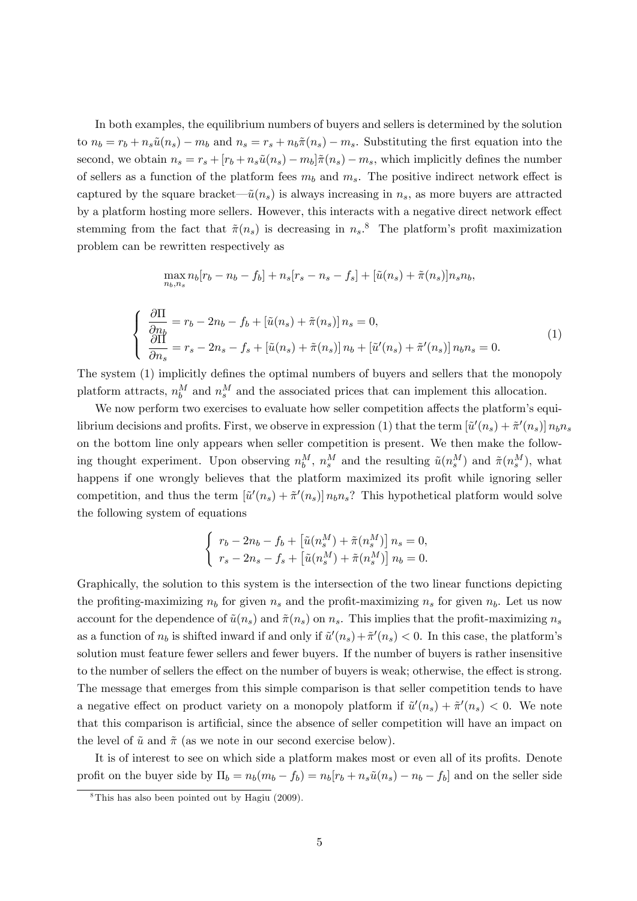In both examples, the equilibrium numbers of buyers and sellers is determined by the solution to $n_b = r_b + n_s\tilde{u}(n_s) - m_b$ and $n_s = r_s + n_b\tilde{\pi}(n_s) - m_s$. Substituting the first equation into the second, we obtain $n_s = r_s + [r_b + n_s\tilde{u}(n_s) - m_b]\tilde{\pi}(n_s) - m_s$, which implicitly defines the number of sellers as a function of the platform fees $m_b$ and $m_s$. The positive indirect network effect is captured by the square bracket—$\tilde{u}(n_s)$ is always increasing in $n_s$, as more buyers are attracted by a platform hosting more sellers. However, this interacts with a negative direct network effect stemming from the fact that $\tilde{\pi}(n_s)$ is decreasing in $n_s$.[8] The platform's profit maximization problem can be rewritten respectively as

$$\max_{n_b, n_s} n_b[r_b - n_b - f_b] + n_s[r_s - n_s - f_s] + [\tilde{u}(n_s) + \tilde{\pi}(n_s)]n_s n_b,$$

$$\begin{cases} \dfrac{\partial \Pi}{\partial n_b} = r_b - 2n_b - f_b + [\tilde{u}(n_s) + \tilde{\pi}(n_s)]\, n_s = 0, \\ \dfrac{\partial \Pi}{\partial n_s} = r_s - 2n_s - f_s + [\tilde{u}(n_s) + \tilde{\pi}(n_s)]\, n_b + [\tilde{u}'(n_s) + \tilde{\pi}'(n_s)]\, n_b n_s = 0. \end{cases} \tag{1}$$

The system (1) implicitly defines the optimal numbers of buyers and sellers that the monopoly platform attracts, $n_b^M$ and $n_s^M$ and the associated prices that can implement this allocation.

We now perform two exercises to evaluate how seller competition affects the platform's equilibrium decisions and profits. First, we observe in expression (1) that the term $[\tilde{u}'(n_s) + \tilde{\pi}'(n_s)]\, n_b n_s$ on the bottom line only appears when seller competition is present. We then make the following thought experiment. Upon observing $n_b^M$, $n_s^M$ and the resulting $\tilde{u}(n_s^M)$ and $\tilde{\pi}(n_s^M)$, what happens if one wrongly believes that the platform maximized its profit while ignoring seller competition, and thus the term $[\tilde{u}'(n_s) + \tilde{\pi}'(n_s)]\, n_b n_s$? This hypothetical platform would solve the following system of equations

$$\begin{cases} r_b - 2n_b - f_b + \left[\tilde{u}(n_s^M) + \tilde{\pi}(n_s^M)\right] n_s = 0, \\ r_s - 2n_s - f_s + \left[\tilde{u}(n_s^M) + \tilde{\pi}(n_s^M)\right] n_b = 0. \end{cases}$$

Graphically, the solution to this system is the intersection of the two linear functions depicting the profiting-maximizing $n_b$ for given $n_s$ and the profit-maximizing $n_s$ for given $n_b$. Let us now account for the dependence of $\tilde{u}(n_s)$ and $\tilde{\pi}(n_s)$ on $n_s$. This implies that the profit-maximizing $n_s$ as a function of $n_b$ is shifted inward if and only if $\tilde{u}'(n_s) + \tilde{\pi}'(n_s) < 0$. In this case, the platform's solution must feature fewer sellers and fewer buyers. If the number of buyers is rather insensitive to the number of sellers the effect on the number of buyers is weak; otherwise, the effect is strong. The message that emerges from this simple comparison is that seller competition tends to have a negative effect on product variety on a monopoly platform if $\tilde{u}'(n_s) + \tilde{\pi}'(n_s) < 0$. We note that this comparison is artificial, since the absence of seller competition will have an impact on the level of $\tilde{u}$ and $\tilde{\pi}$ (as we note in our second exercise below).

It is of interest to see on which side a platform makes most or even all of its profits. Denote profit on the buyer side by $\Pi_b = n_b(m_b - f_b) = n_b[r_b + n_s\tilde{u}(n_s) - n_b - f_b]$ and on the seller side

[8] This has also been pointed out by Hagiu (2009).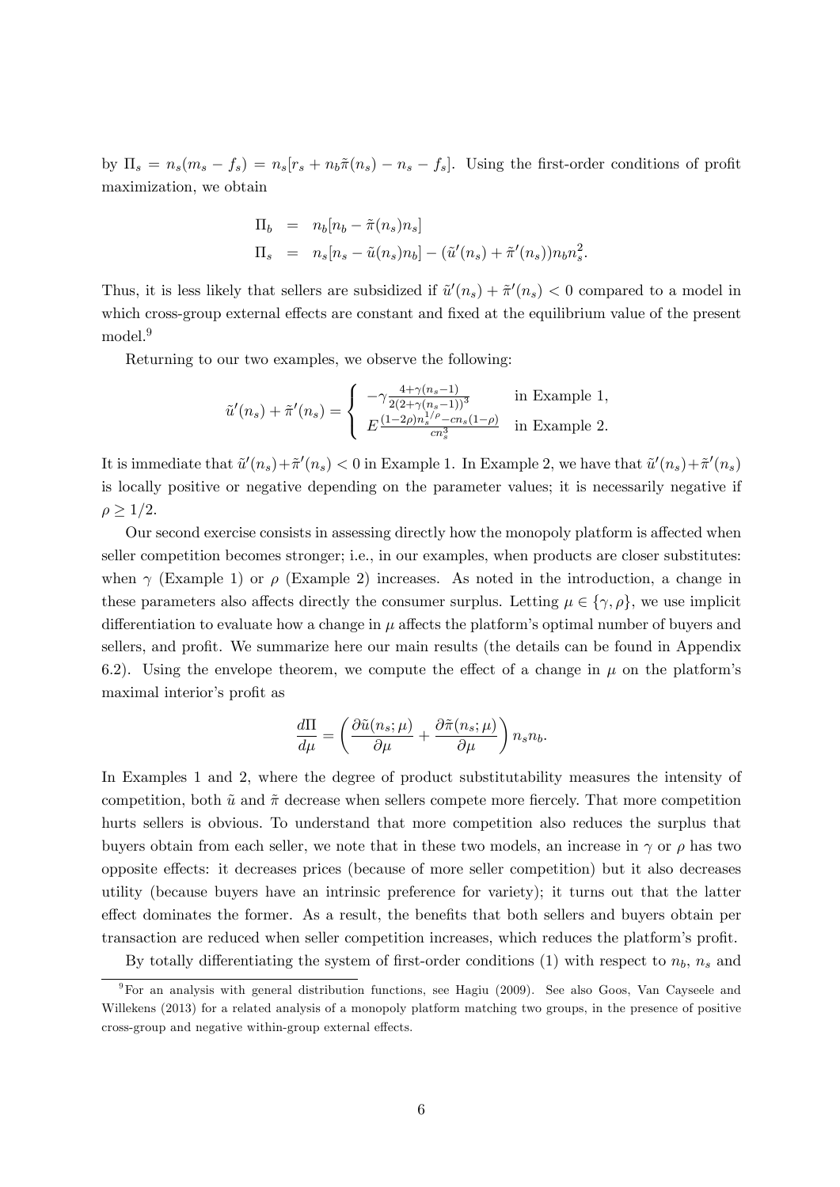by $\Pi_s = n_s(m_s - f_s) = n_s[r_s + n_b\tilde{\pi}(n_s) - n_s - f_s]$. Using the first-order conditions of profit maximization, we obtain

$$
\begin{aligned}
\Pi_b &= n_b[n_b - \tilde{\pi}(n_s)n_s] \\
\Pi_s &= n_s[n_s - \tilde{u}(n_s)n_b] - (\tilde{u}'(n_s) + \tilde{\pi}'(n_s))n_b n_s^2.
\end{aligned}
$$

Thus, it is less likely that sellers are subsidized if $\tilde{u}'(n_s) + \tilde{\pi}'(n_s) < 0$ compared to a model in which cross-group external effects are constant and fixed at the equilibrium value of the present model.[9]

Returning to our two examples, we observe the following:

$$
\tilde{u}'(n_s) + \tilde{\pi}'(n_s) = \begin{cases} -\gamma \frac{4+\gamma(n_s-1)}{2(2+\gamma(n_s-1))^3} & \text{in Example 1,} \\ E\frac{(1-2\rho)n_s^{1/\rho} - cn_s(1-\rho)}{cn_s^3} & \text{in Example 2.} \end{cases}
$$

It is immediate that $\tilde{u}'(n_s) + \tilde{\pi}'(n_s) < 0$ in Example 1. In Example 2, we have that $\tilde{u}'(n_s) + \tilde{\pi}'(n_s)$ is locally positive or negative depending on the parameter values; it is necessarily negative if $\rho \geq 1/2$.

Our second exercise consists in assessing directly how the monopoly platform is affected when seller competition becomes stronger; i.e., in our examples, when products are closer substitutes: when $\gamma$ (Example 1) or $\rho$ (Example 2) increases. As noted in the introduction, a change in these parameters also affects directly the consumer surplus. Letting $\mu \in \{\gamma, \rho\}$, we use implicit differentiation to evaluate how a change in $\mu$ affects the platform's optimal number of buyers and sellers, and profit. We summarize here our main results (the details can be found in Appendix 6.2). Using the envelope theorem, we compute the effect of a change in $\mu$ on the platform's maximal interior's profit as

$$
\frac{d\Pi}{d\mu} = \left( \frac{\partial \tilde{u}(n_s; \mu)}{\partial \mu} + \frac{\partial \tilde{\pi}(n_s; \mu)}{\partial \mu} \right) n_s n_b.
$$

In Examples 1 and 2, where the degree of product substitutability measures the intensity of competition, both $\tilde{u}$ and $\tilde{\pi}$ decrease when sellers compete more fiercely. That more competition hurts sellers is obvious. To understand that more competition also reduces the surplus that buyers obtain from each seller, we note that in these two models, an increase in $\gamma$ or $\rho$ has two opposite effects: it decreases prices (because of more seller competition) but it also decreases utility (because buyers have an intrinsic preference for variety); it turns out that the latter effect dominates the former. As a result, the benefits that both sellers and buyers obtain per transaction are reduced when seller competition increases, which reduces the platform's profit.

By totally differentiating the system of first-order conditions (1) with respect to $n_b$, $n_s$ and

[9] For an analysis with general distribution functions, see Hagiu (2009). See also Goos, Van Cayseele and Willekens (2013) for a related analysis of a monopoly platform matching two groups, in the presence of positive cross-group and negative within-group external effects.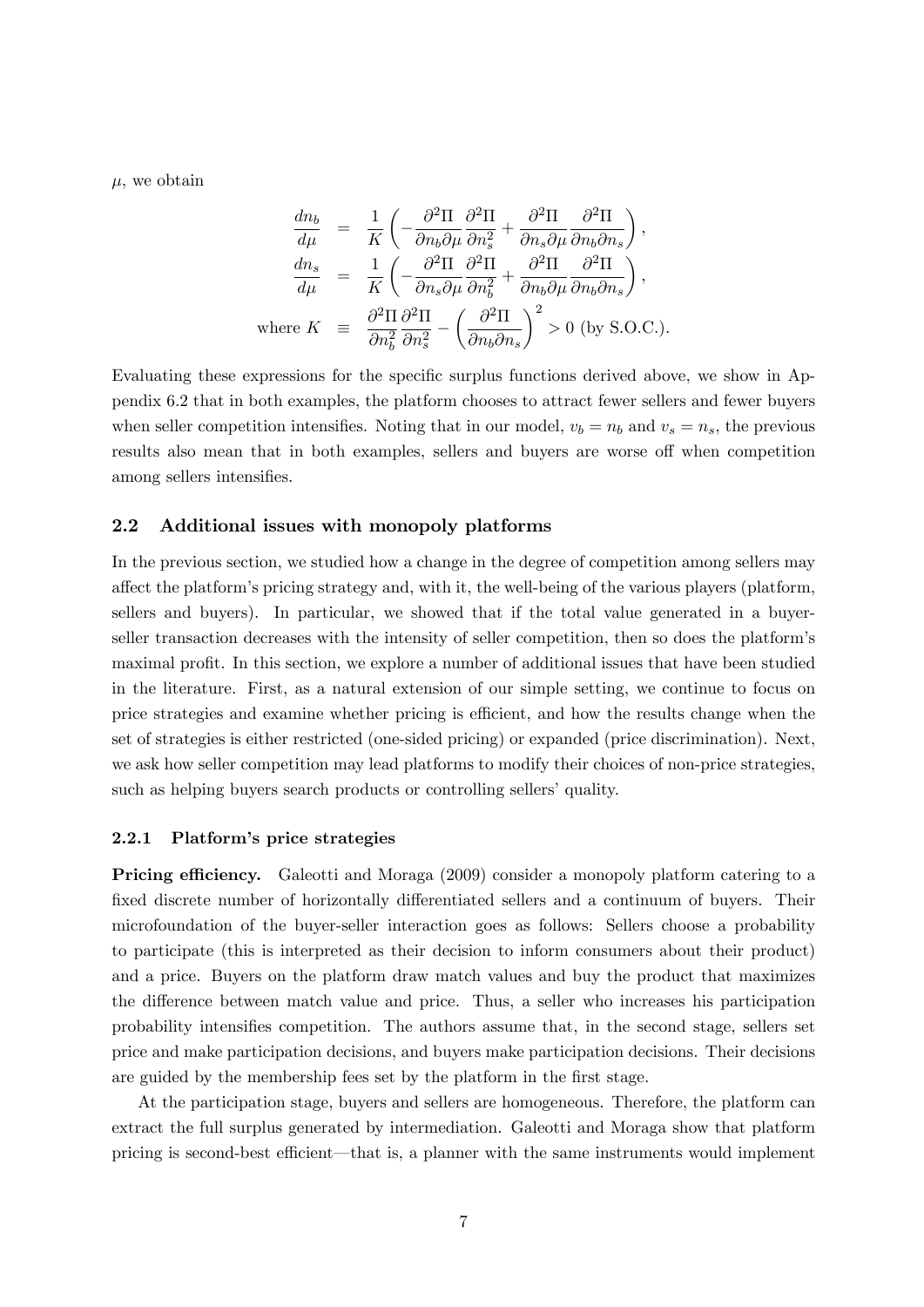$\mu$, we obtain

$$
\begin{aligned}
\frac{dn_b}{d\mu} &= \frac{1}{K}\left(-\frac{\partial^2 \Pi}{\partial n_b \partial \mu}\frac{\partial^2 \Pi}{\partial n_s^2} + \frac{\partial^2 \Pi}{\partial n_s \partial \mu}\frac{\partial^2 \Pi}{\partial n_b \partial n_s}\right), \\
\frac{dn_s}{d\mu} &= \frac{1}{K}\left(-\frac{\partial^2 \Pi}{\partial n_s \partial \mu}\frac{\partial^2 \Pi}{\partial n_b^2} + \frac{\partial^2 \Pi}{\partial n_b \partial \mu}\frac{\partial^2 \Pi}{\partial n_b \partial n_s}\right), \\
\text{where } K &\equiv \frac{\partial^2 \Pi}{\partial n_b^2}\frac{\partial^2 \Pi}{\partial n_s^2} - \left(\frac{\partial^2 \Pi}{\partial n_b \partial n_s}\right)^2 > 0 \text{ (by S.O.C.).}
\end{aligned}
$$

Evaluating these expressions for the specific surplus functions derived above, we show in Appendix 6.2 that in both examples, the platform chooses to attract fewer sellers and fewer buyers when seller competition intensifies. Noting that in our model, $v_b = n_b$ and $v_s = n_s$, the previous results also mean that in both examples, sellers and buyers are worse off when competition among sellers intensifies.

### 2.2 Additional issues with monopoly platforms

In the previous section, we studied how a change in the degree of competition among sellers may affect the platform's pricing strategy and, with it, the well-being of the various players (platform, sellers and buyers). In particular, we showed that if the total value generated in a buyer-seller transaction decreases with the intensity of seller competition, then so does the platform's maximal profit. In this section, we explore a number of additional issues that have been studied in the literature. First, as a natural extension of our simple setting, we continue to focus on price strategies and examine whether pricing is efficient, and how the results change when the set of strategies is either restricted (one-sided pricing) or expanded (price discrimination). Next, we ask how seller competition may lead platforms to modify their choices of non-price strategies, such as helping buyers search products or controlling sellers' quality.

#### 2.2.1 Platform's price strategies

**Pricing efficiency.** Galeotti and Moraga (2009) consider a monopoly platform catering to a fixed discrete number of horizontally differentiated sellers and a continuum of buyers. Their microfoundation of the buyer-seller interaction goes as follows: Sellers choose a probability to participate (this is interpreted as their decision to inform consumers about their product) and a price. Buyers on the platform draw match values and buy the product that maximizes the difference between match value and price. Thus, a seller who increases his participation probability intensifies competition. The authors assume that, in the second stage, sellers set price and make participation decisions, and buyers make participation decisions. Their decisions are guided by the membership fees set by the platform in the first stage.

At the participation stage, buyers and sellers are homogeneous. Therefore, the platform can extract the full surplus generated by intermediation. Galeotti and Moraga show that platform pricing is second-best efficient—that is, a planner with the same instruments would implement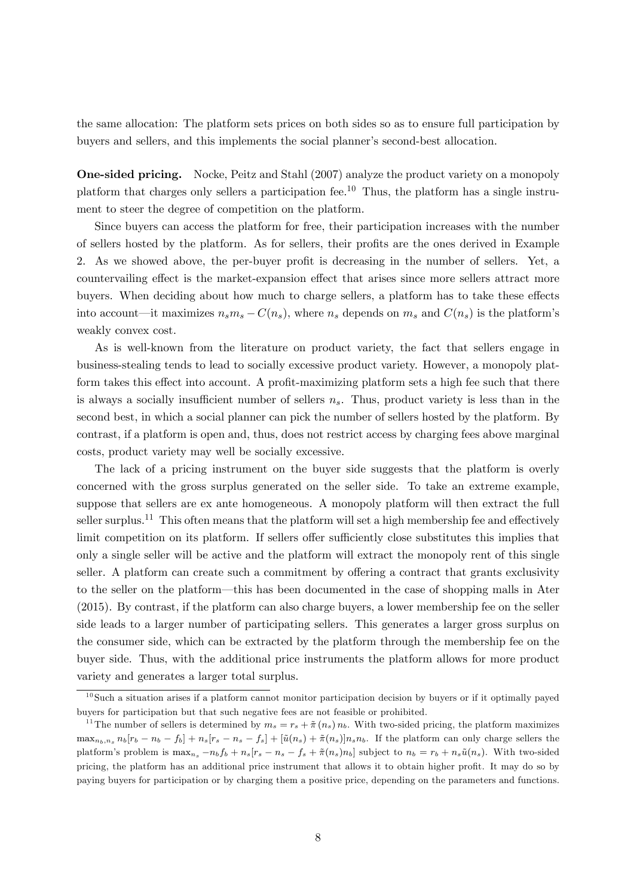the same allocation: The platform sets prices on both sides so as to ensure full participation by buyers and sellers, and this implements the social planner's second-best allocation.

**One-sided pricing.** Nocke, Peitz and Stahl (2007) analyze the product variety on a monopoly platform that charges only sellers a participation fee.[10] Thus, the platform has a single instrument to steer the degree of competition on the platform.

Since buyers can access the platform for free, their participation increases with the number of sellers hosted by the platform. As for sellers, their profits are the ones derived in Example 2. As we showed above, the per-buyer profit is decreasing in the number of sellers. Yet, a countervailing effect is the market-expansion effect that arises since more sellers attract more buyers. When deciding about how much to charge sellers, a platform has to take these effects into account—it maximizes $n_s m_s - C(n_s)$, where $n_s$ depends on $m_s$ and $C(n_s)$ is the platform's weakly convex cost.

As is well-known from the literature on product variety, the fact that sellers engage in business-stealing tends to lead to socially excessive product variety. However, a monopoly platform takes this effect into account. A profit-maximizing platform sets a high fee such that there is always a socially insufficient number of sellers $n_s$. Thus, product variety is less than in the second best, in which a social planner can pick the number of sellers hosted by the platform. By contrast, if a platform is open and, thus, does not restrict access by charging fees above marginal costs, product variety may well be socially excessive.

The lack of a pricing instrument on the buyer side suggests that the platform is overly concerned with the gross surplus generated on the seller side. To take an extreme example, suppose that sellers are ex ante homogeneous. A monopoly platform will then extract the full seller surplus.[11] This often means that the platform will set a high membership fee and effectively limit competition on its platform. If sellers offer sufficiently close substitutes this implies that only a single seller will be active and the platform will extract the monopoly rent of this single seller. A platform can create such a commitment by offering a contract that grants exclusivity to the seller on the platform—this has been documented in the case of shopping malls in Ater (2015). By contrast, if the platform can also charge buyers, a lower membership fee on the seller side leads to a larger number of participating sellers. This generates a larger gross surplus on the consumer side, which can be extracted by the platform through the membership fee on the buyer side. Thus, with the additional price instruments the platform allows for more product variety and generates a larger total surplus.

---

[10] Such a situation arises if a platform cannot monitor participation decision by buyers or if it optimally payed buyers for participation but that such negative fees are not feasible or prohibited.

[11] The number of sellers is determined by $m_s = r_s + \tilde{\pi}(n_s) n_b$. With two-sided pricing, the platform maximizes $\max_{n_b, n_s} n_b[r_b - n_b - f_b] + n_s[r_s - n_s - f_s] + [\tilde{u}(n_s) + \tilde{\pi}(n_s)]n_s n_b$. If the platform can only charge sellers the platform's problem is $\max_{n_s} -n_b f_b + n_s[r_s - n_s - f_s + \tilde{\pi}(n_s)n_b]$ subject to $n_b = r_b + n_s \tilde{u}(n_s)$. With two-sided pricing, the platform has an additional price instrument that allows it to obtain higher profit. It may do so by paying buyers for participation or by charging them a positive price, depending on the parameters and functions.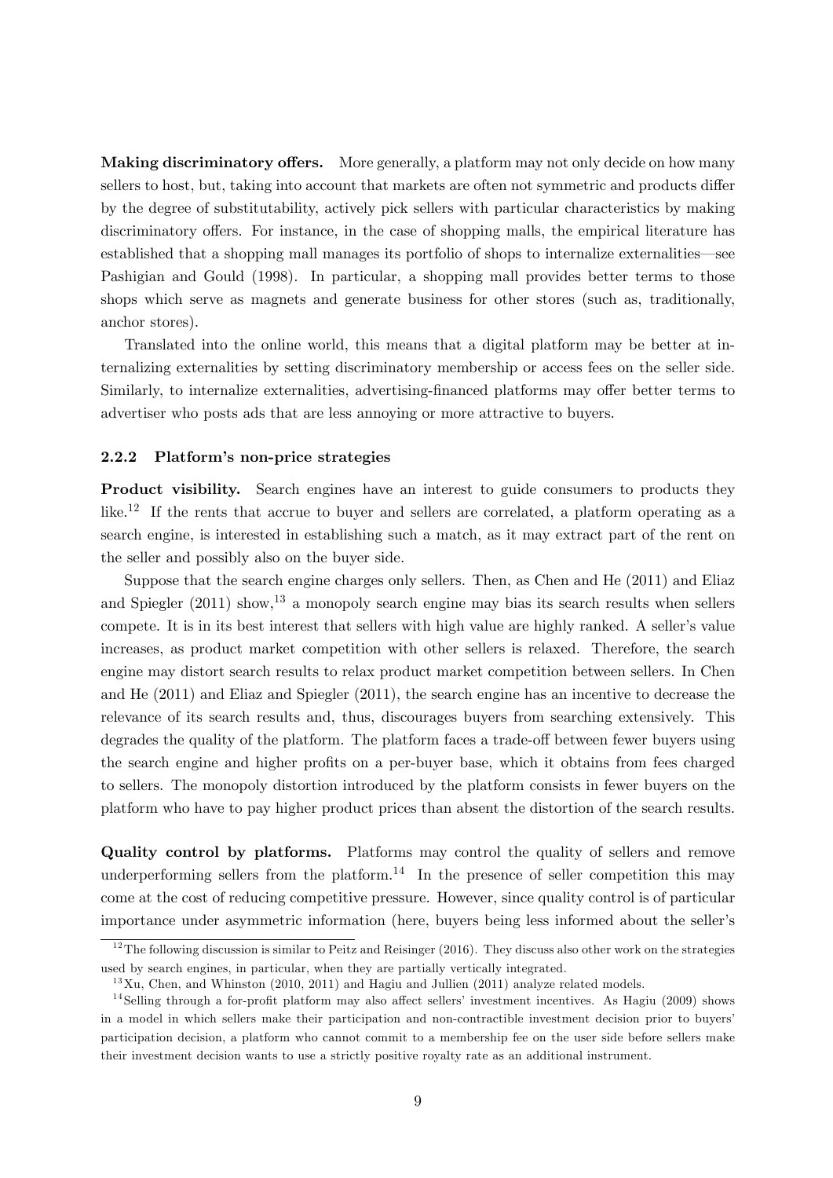**Making discriminatory offers.** More generally, a platform may not only decide on how many sellers to host, but, taking into account that markets are often not symmetric and products differ by the degree of substitutability, actively pick sellers with particular characteristics by making discriminatory offers. For instance, in the case of shopping malls, the empirical literature has established that a shopping mall manages its portfolio of shops to internalize externalities—see Pashigian and Gould (1998). In particular, a shopping mall provides better terms to those shops which serve as magnets and generate business for other stores (such as, traditionally, anchor stores).

Translated into the online world, this means that a digital platform may be better at internalizing externalities by setting discriminatory membership or access fees on the seller side. Similarly, to internalize externalities, advertising-financed platforms may offer better terms to advertiser who posts ads that are less annoying or more attractive to buyers.

### 2.2.2 Platform's non-price strategies

**Product visibility.** Search engines have an interest to guide consumers to products they like.[12] If the rents that accrue to buyer and sellers are correlated, a platform operating as a search engine, is interested in establishing such a match, as it may extract part of the rent on the seller and possibly also on the buyer side.

Suppose that the search engine charges only sellers. Then, as Chen and He (2011) and Eliaz and Spiegler (2011) show,[13] a monopoly search engine may bias its search results when sellers compete. It is in its best interest that sellers with high value are highly ranked. A seller's value increases, as product market competition with other sellers is relaxed. Therefore, the search engine may distort search results to relax product market competition between sellers. In Chen and He (2011) and Eliaz and Spiegler (2011), the search engine has an incentive to decrease the relevance of its search results and, thus, discourages buyers from searching extensively. This degrades the quality of the platform. The platform faces a trade-off between fewer buyers using the search engine and higher profits on a per-buyer base, which it obtains from fees charged to sellers. The monopoly distortion introduced by the platform consists in fewer buyers on the platform who have to pay higher product prices than absent the distortion of the search results.

**Quality control by platforms.** Platforms may control the quality of sellers and remove underperforming sellers from the platform.[14] In the presence of seller competition this may come at the cost of reducing competitive pressure. However, since quality control is of particular importance under asymmetric information (here, buyers being less informed about the seller's

[12] The following discussion is similar to Peitz and Reisinger (2016). They discuss also other work on the strategies used by search engines, in particular, when they are partially vertically integrated.

[13] Xu, Chen, and Whinston (2010, 2011) and Hagiu and Jullien (2011) analyze related models.

[14] Selling through a for-profit platform may also affect sellers' investment incentives. As Hagiu (2009) shows in a model in which sellers make their participation and non-contractible investment decision prior to buyers' participation decision, a platform who cannot commit to a membership fee on the user side before sellers make their investment decision wants to use a strictly positive royalty rate as an additional instrument.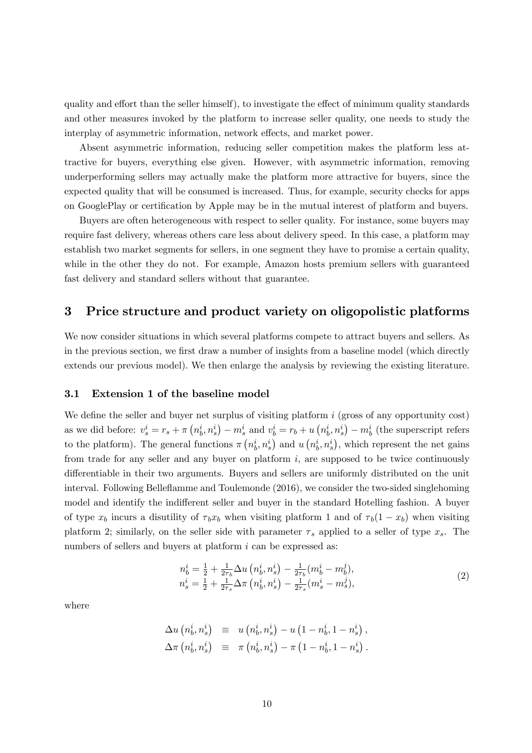quality and effort than the seller himself), to investigate the effect of minimum quality standards and other measures invoked by the platform to increase seller quality, one needs to study the interplay of asymmetric information, network effects, and market power.

Absent asymmetric information, reducing seller competition makes the platform less attractive for buyers, everything else given. However, with asymmetric information, removing underperforming sellers may actually make the platform more attractive for buyers, since the expected quality that will be consumed is increased. Thus, for example, security checks for apps on GooglePlay or certification by Apple may be in the mutual interest of platform and buyers.

Buyers are often heterogeneous with respect to seller quality. For instance, some buyers may require fast delivery, whereas others care less about delivery speed. In this case, a platform may establish two market segments for sellers, in one segment they have to promise a certain quality, while in the other they do not. For example, Amazon hosts premium sellers with guaranteed fast delivery and standard sellers without that guarantee.

## 3 Price structure and product variety on oligopolistic platforms

We now consider situations in which several platforms compete to attract buyers and sellers. As in the previous section, we first draw a number of insights from a baseline model (which directly extends our previous model). We then enlarge the analysis by reviewing the existing literature.

### 3.1 Extension 1 of the baseline model

We define the seller and buyer net surplus of visiting platform $i$ (gross of any opportunity cost) as we did before: $v_s^i = r_s + \pi\left(n_b^i, n_s^i\right) - m_s^i$ and $v_b^i = r_b + u\left(n_b^i, n_s^i\right) - m_b^i$ (the superscript refers to the platform). The general functions $\pi\left(n_b^i, n_s^i\right)$ and $u\left(n_b^i, n_s^i\right)$, which represent the net gains from trade for any seller and any buyer on platform $i$, are supposed to be twice continuously differentiable in their two arguments. Buyers and sellers are uniformly distributed on the unit interval. Following Belleflamme and Toulemonde (2016), we consider the two-sided singlehoming model and identify the indifferent seller and buyer in the standard Hotelling fashion. A buyer of type $x_b$ incurs a disutility of $\tau_b x_b$ when visiting platform 1 and of $\tau_b(1-x_b)$ when visiting platform 2; similarly, on the seller side with parameter $\tau_s$ applied to a seller of type $x_s$. The numbers of sellers and buyers at platform $i$ can be expressed as:

$$
\begin{array}{l}
n_b^i = \frac{1}{2} + \frac{1}{2\tau_b}\Delta u\left(n_b^i, n_s^i\right) - \frac{1}{2\tau_b}(m_b^i - m_b^j), \\
n_s^i = \frac{1}{2} + \frac{1}{2\tau_s}\Delta \pi\left(n_b^i, n_s^i\right) - \frac{1}{2\tau_s}(m_s^i - m_s^j),
\end{array}
\tag{2}
$$

where

$$
\begin{array}{rcl}
\Delta u\left(n_b^i, n_s^i\right) & \equiv & u\left(n_b^i, n_s^i\right) - u\left(1 - n_b^i, 1 - n_s^i\right), \\
\Delta \pi\left(n_b^i, n_s^i\right) & \equiv & \pi\left(n_b^i, n_s^i\right) - \pi\left(1 - n_b^i, 1 - n_s^i\right).
\end{array}
$$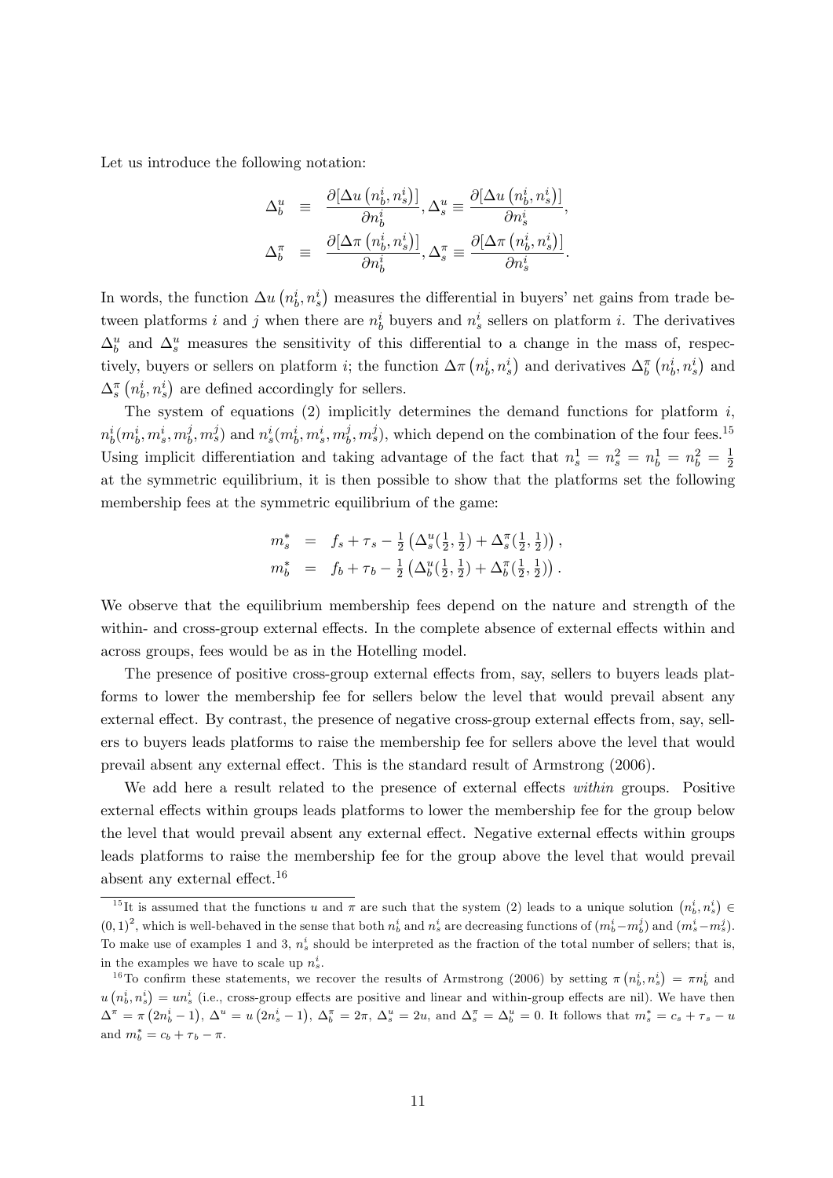Let us introduce the following notation:

$$
\begin{aligned}
\Delta_b^u &\equiv \frac{\partial[\Delta u\left(n_b^i, n_s^i\right)]}{\partial n_b^i}, \Delta_s^u \equiv \frac{\partial[\Delta u\left(n_b^i, n_s^i\right)]}{\partial n_s^i}, \\
\Delta_b^\pi &\equiv \frac{\partial[\Delta \pi\left(n_b^i, n_s^i\right)]}{\partial n_b^i}, \Delta_s^\pi \equiv \frac{\partial[\Delta \pi\left(n_b^i, n_s^i\right)]}{\partial n_s^i}.
\end{aligned}
$$

In words, the function $\Delta u\left(n_b^i, n_s^i\right)$ measures the differential in buyers' net gains from trade between platforms $i$ and $j$ when there are $n_b^i$ buyers and $n_s^i$ sellers on platform $i$. The derivatives $\Delta_b^u$ and $\Delta_s^u$ measures the sensitivity of this differential to a change in the mass of, respectively, buyers or sellers on platform $i$; the function $\Delta \pi\left(n_b^i, n_s^i\right)$ and derivatives $\Delta_b^\pi\left(n_b^i, n_s^i\right)$ and $\Delta_s^\pi\left(n_b^i, n_s^i\right)$ are defined accordingly for sellers.

The system of equations (2) implicitly determines the demand functions for platform $i$, $n_b^i(m_b^i, m_s^i, m_b^j, m_s^j)$ and $n_s^i(m_b^i, m_s^i, m_b^j, m_s^j)$, which depend on the combination of the four fees.[15] Using implicit differentiation and taking advantage of the fact that $n_s^1 = n_s^2 = n_b^1 = n_b^2 = \frac{1}{2}$ at the symmetric equilibrium, it is then possible to show that the platforms set the following membership fees at the symmetric equilibrium of the game:

$$
\begin{aligned}
m_s^* &= f_s + \tau_s - \tfrac{1}{2}\left(\Delta_s^u(\tfrac{1}{2}, \tfrac{1}{2}) + \Delta_s^\pi(\tfrac{1}{2}, \tfrac{1}{2})\right), \\
m_b^* &= f_b + \tau_b - \tfrac{1}{2}\left(\Delta_b^u(\tfrac{1}{2}, \tfrac{1}{2}) + \Delta_b^\pi(\tfrac{1}{2}, \tfrac{1}{2})\right).
\end{aligned}
$$

We observe that the equilibrium membership fees depend on the nature and strength of the within- and cross-group external effects. In the complete absence of external effects within and across groups, fees would be as in the Hotelling model.

The presence of positive cross-group external effects from, say, sellers to buyers leads platforms to lower the membership fee for sellers below the level that would prevail absent any external effect. By contrast, the presence of negative cross-group external effects from, say, sellers to buyers leads platforms to raise the membership fee for sellers above the level that would prevail absent any external effect. This is the standard result of Armstrong (2006).

We add here a result related to the presence of external effects *within* groups. Positive external effects within groups leads platforms to lower the membership fee for the group below the level that would prevail absent any external effect. Negative external effects within groups leads platforms to raise the membership fee for the group above the level that would prevail absent any external effect.[16]

---

[15] It is assumed that the functions $u$ and $\pi$ are such that the system (2) leads to a unique solution $\left(n_b^i, n_s^i\right) \in (0,1)^2$, which is well-behaved in the sense that both $n_b^i$ and $n_s^i$ are decreasing functions of $(m_b^i - m_b^j)$ and $(m_s^i - m_s^j)$. To make use of examples 1 and 3, $n_s^i$ should be interpreted as the fraction of the total number of sellers; that is, in the examples we have to scale up $n_s^i$.

[16] To confirm these statements, we recover the results of Armstrong (2006) by setting $\pi\left(n_b^i, n_s^i\right) = \pi n_b^i$ and $u\left(n_b^i, n_s^i\right) = u n_s^i$ (i.e., cross-group effects are positive and linear and within-group effects are nil). We have then $\Delta^\pi = \pi\left(2n_b^i - 1\right)$, $\Delta^u = u\left(2n_s^i - 1\right)$, $\Delta_b^\pi = 2\pi$, $\Delta_s^u = 2u$, and $\Delta_s^\pi = \Delta_b^u = 0$. It follows that $m_s^* = c_s + \tau_s - u$ and $m_b^* = c_b + \tau_b - \pi$.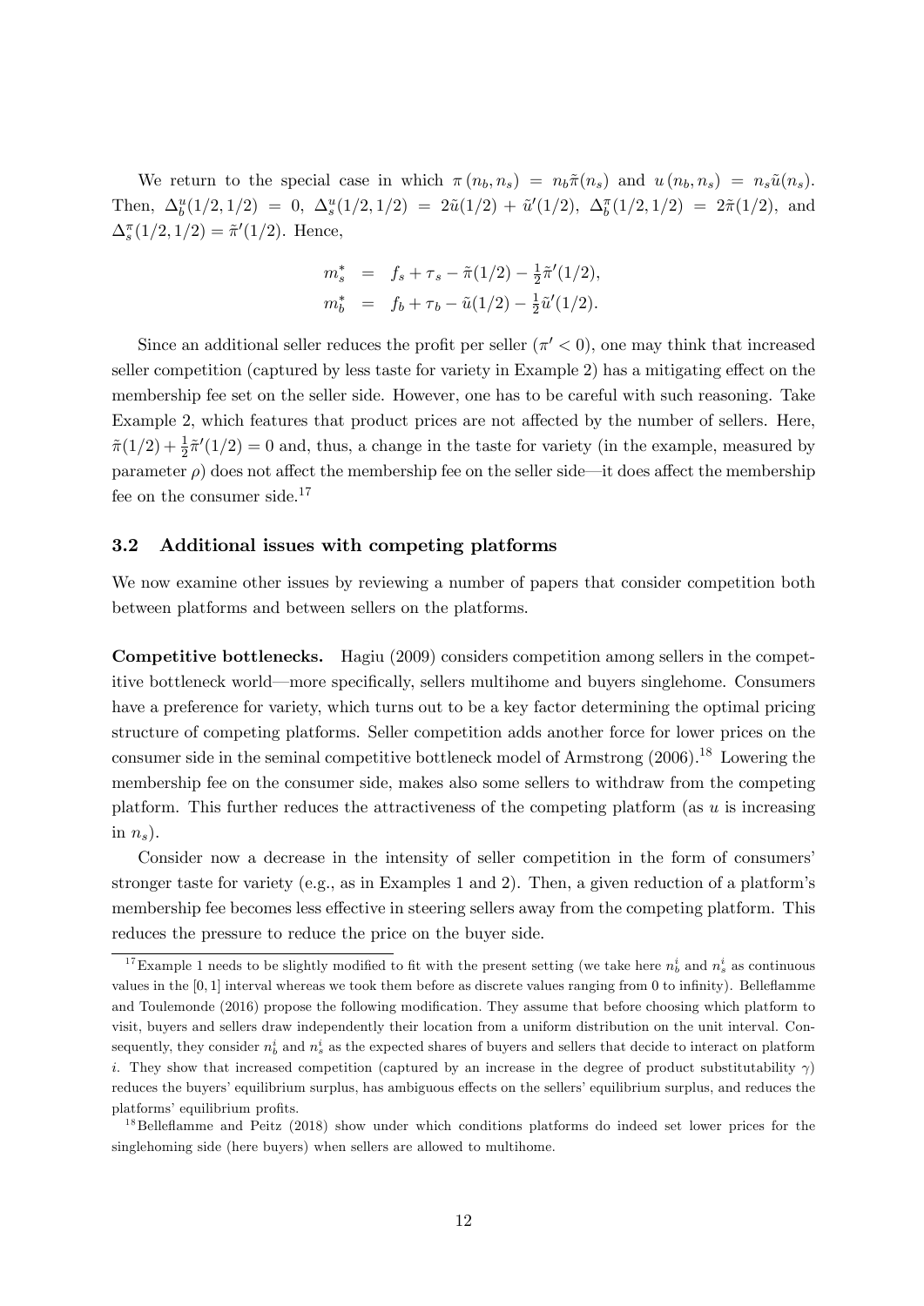We return to the special case in which $\pi(n_b, n_s) = n_b\tilde{\pi}(n_s)$ and $u(n_b, n_s) = n_s\tilde{u}(n_s)$. Then, $\Delta_b^u(1/2, 1/2) = 0$, $\Delta_s^u(1/2, 1/2) = 2\tilde{u}(1/2) + \tilde{u}'(1/2)$, $\Delta_b^\pi(1/2, 1/2) = 2\tilde{\pi}(1/2)$, and $\Delta_s^\pi(1/2, 1/2) = \tilde{\pi}'(1/2)$. Hence,

$$
\begin{aligned}
m_s^* &= f_s + \tau_s - \tilde{\pi}(1/2) - \tfrac{1}{2}\tilde{\pi}'(1/2), \\
m_b^* &= f_b + \tau_b - \tilde{u}(1/2) - \tfrac{1}{2}\tilde{u}'(1/2).
\end{aligned}
$$

Since an additional seller reduces the profit per seller ($\pi' < 0$), one may think that increased seller competition (captured by less taste for variety in Example 2) has a mitigating effect on the membership fee set on the seller side. However, one has to be careful with such reasoning. Take Example 2, which features that product prices are not affected by the number of sellers. Here, $\tilde{\pi}(1/2) + \frac{1}{2}\tilde{\pi}'(1/2) = 0$ and, thus, a change in the taste for variety (in the example, measured by parameter $\rho$) does not affect the membership fee on the seller side—it does affect the membership fee on the consumer side.[17]

### 3.2 Additional issues with competing platforms

We now examine other issues by reviewing a number of papers that consider competition both between platforms and between sellers on the platforms.

**Competitive bottlenecks.** Hagiu (2009) considers competition among sellers in the competitive bottleneck world—more specifically, sellers multihome and buyers singlehome. Consumers have a preference for variety, which turns out to be a key factor determining the optimal pricing structure of competing platforms. Seller competition adds another force for lower prices on the consumer side in the seminal competitive bottleneck model of Armstrong (2006).[18] Lowering the membership fee on the consumer side, makes also some sellers to withdraw from the competing platform. This further reduces the attractiveness of the competing platform (as $u$ is increasing in $n_s$).

Consider now a decrease in the intensity of seller competition in the form of consumers' stronger taste for variety (e.g., as in Examples 1 and 2). Then, a given reduction of a platform's membership fee becomes less effective in steering sellers away from the competing platform. This reduces the pressure to reduce the price on the buyer side.

---

[17] Example 1 needs to be slightly modified to fit with the present setting (we take here $n_b^i$ and $n_s^i$ as continuous values in the $[0, 1]$ interval whereas we took them before as discrete values ranging from 0 to infinity). Belleflamme and Toulemonde (2016) propose the following modification. They assume that before choosing which platform to visit, buyers and sellers draw independently their location from a uniform distribution on the unit interval. Consequently, they consider $n_b^i$ and $n_s^i$ as the expected shares of buyers and sellers that decide to interact on platform $i$. They show that increased competition (captured by an increase in the degree of product substitutability $\gamma$) reduces the buyers' equilibrium surplus, has ambiguous effects on the sellers' equilibrium surplus, and reduces the platforms' equilibrium profits.

[18] Belleflamme and Peitz (2018) show under which conditions platforms do indeed set lower prices for the singlehoming side (here buyers) when sellers are allowed to multihome.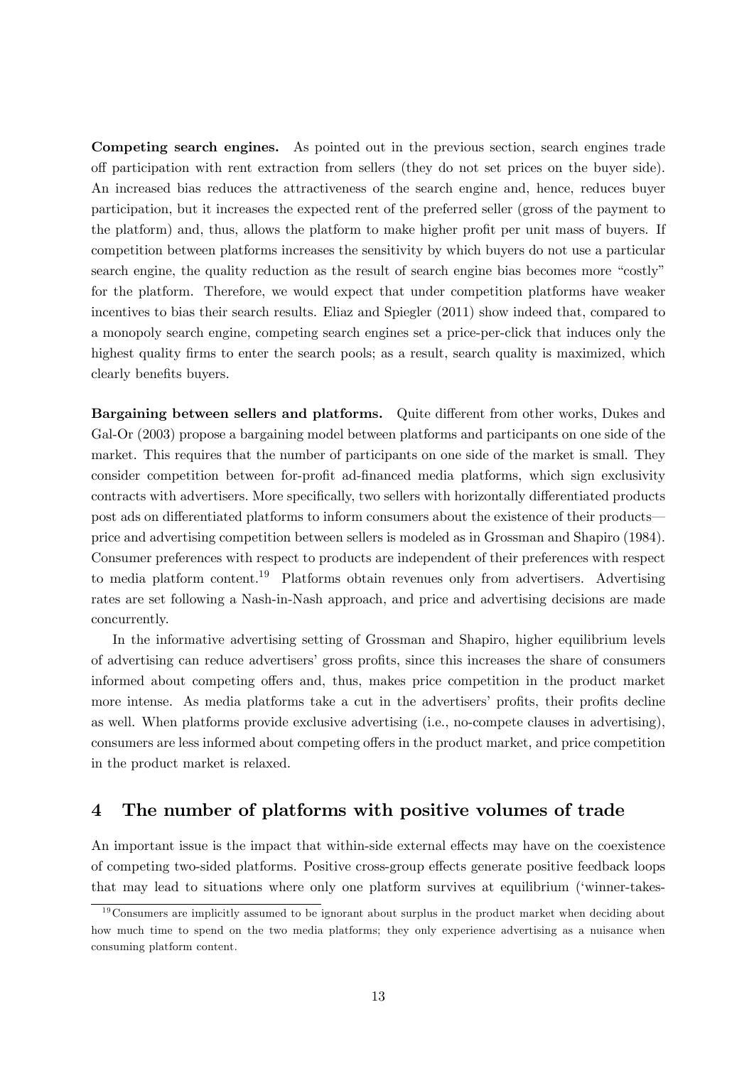**Competing search engines.** As pointed out in the previous section, search engines trade off participation with rent extraction from sellers (they do not set prices on the buyer side). An increased bias reduces the attractiveness of the search engine and, hence, reduces buyer participation, but it increases the expected rent of the preferred seller (gross of the payment to the platform) and, thus, allows the platform to make higher profit per unit mass of buyers. If competition between platforms increases the sensitivity by which buyers do not use a particular search engine, the quality reduction as the result of search engine bias becomes more "costly" for the platform. Therefore, we would expect that under competition platforms have weaker incentives to bias their search results. Eliaz and Spiegler (2011) show indeed that, compared to a monopoly search engine, competing search engines set a price-per-click that induces only the highest quality firms to enter the search pools; as a result, search quality is maximized, which clearly benefits buyers.

**Bargaining between sellers and platforms.** Quite different from other works, Dukes and Gal-Or (2003) propose a bargaining model between platforms and participants on one side of the market. This requires that the number of participants on one side of the market is small. They consider competition between for-profit ad-financed media platforms, which sign exclusivity contracts with advertisers. More specifically, two sellers with horizontally differentiated products post ads on differentiated platforms to inform consumers about the existence of their products—price and advertising competition between sellers is modeled as in Grossman and Shapiro (1984). Consumer preferences with respect to products are independent of their preferences with respect to media platform content.[19] Platforms obtain revenues only from advertisers. Advertising rates are set following a Nash-in-Nash approach, and price and advertising decisions are made concurrently.

In the informative advertising setting of Grossman and Shapiro, higher equilibrium levels of advertising can reduce advertisers' gross profits, since this increases the share of consumers informed about competing offers and, thus, makes price competition in the product market more intense. As media platforms take a cut in the advertisers' profits, their profits decline as well. When platforms provide exclusive advertising (i.e., no-compete clauses in advertising), consumers are less informed about competing offers in the product market, and price competition in the product market is relaxed.

## 4 The number of platforms with positive volumes of trade

An important issue is the impact that within-side external effects may have on the coexistence of competing two-sided platforms. Positive cross-group effects generate positive feedback loops that may lead to situations where only one platform survives at equilibrium ('winner-takes-

[19] Consumers are implicitly assumed to be ignorant about surplus in the product market when deciding about how much time to spend on the two media platforms; they only experience advertising as a nuisance when consuming platform content.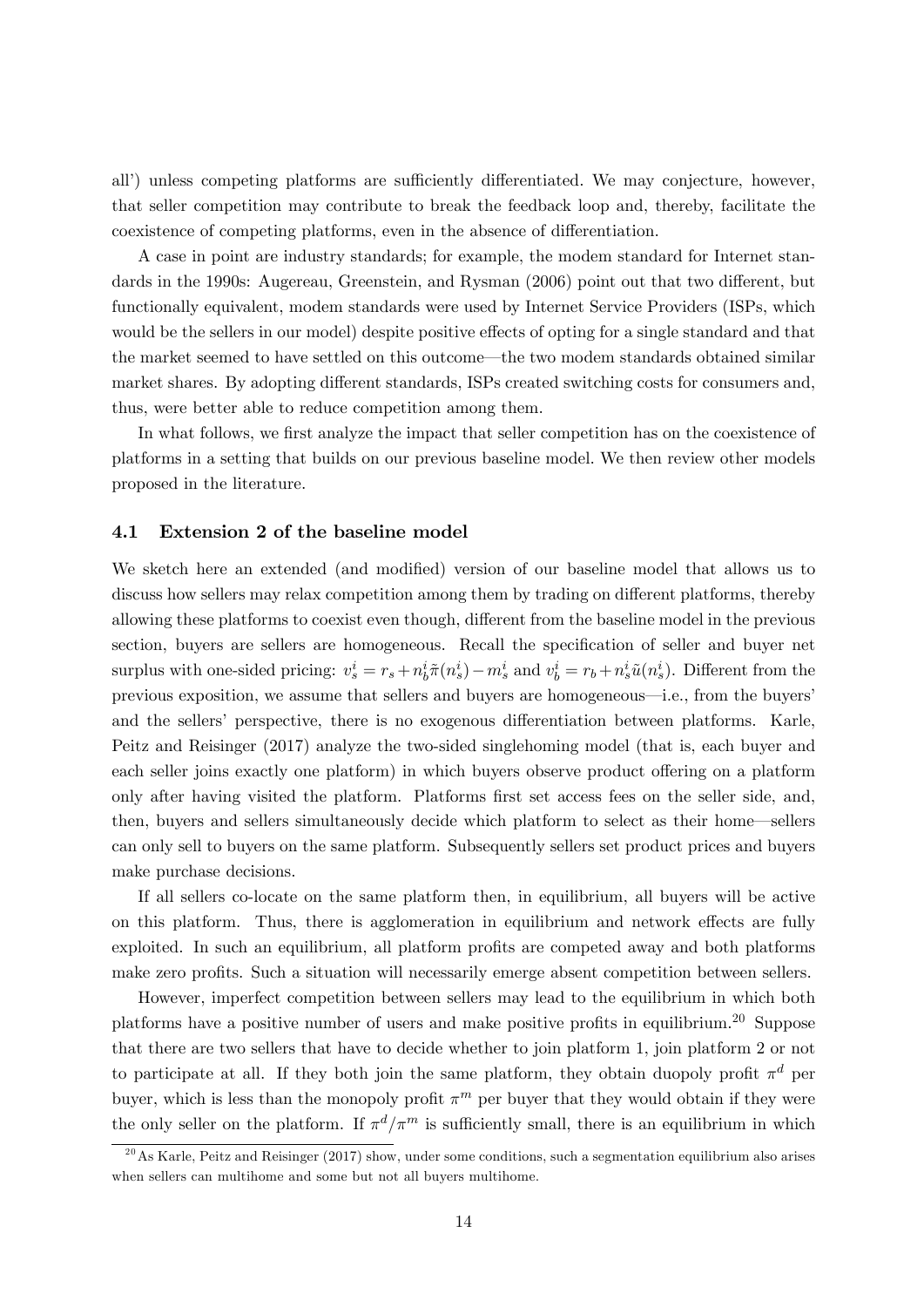all') unless competing platforms are sufficiently differentiated. We may conjecture, however, that seller competition may contribute to break the feedback loop and, thereby, facilitate the coexistence of competing platforms, even in the absence of differentiation.

A case in point are industry standards; for example, the modem standard for Internet standards in the 1990s: Augereau, Greenstein, and Rysman (2006) point out that two different, but functionally equivalent, modem standards were used by Internet Service Providers (ISPs, which would be the sellers in our model) despite positive effects of opting for a single standard and that the market seemed to have settled on this outcome—the two modem standards obtained similar market shares. By adopting different standards, ISPs created switching costs for consumers and, thus, were better able to reduce competition among them.

In what follows, we first analyze the impact that seller competition has on the coexistence of platforms in a setting that builds on our previous baseline model. We then review other models proposed in the literature.

### 4.1 Extension 2 of the baseline model

We sketch here an extended (and modified) version of our baseline model that allows us to discuss how sellers may relax competition among them by trading on different platforms, thereby allowing these platforms to coexist even though, different from the baseline model in the previous section, buyers are sellers are homogeneous. Recall the specification of seller and buyer net surplus with one-sided pricing: $v_s^i = r_s + n_b^i \tilde{\pi}(n_s^i) - m_s^i$ and $v_b^i = r_b + n_s^i \tilde{u}(n_s^i)$. Different from the previous exposition, we assume that sellers and buyers are homogeneous—i.e., from the buyers' and the sellers' perspective, there is no exogenous differentiation between platforms. Karle, Peitz and Reisinger (2017) analyze the two-sided singlehoming model (that is, each buyer and each seller joins exactly one platform) in which buyers observe product offering on a platform only after having visited the platform. Platforms first set access fees on the seller side, and, then, buyers and sellers simultaneously decide which platform to select as their home—sellers can only sell to buyers on the same platform. Subsequently sellers set product prices and buyers make purchase decisions.

If all sellers co-locate on the same platform then, in equilibrium, all buyers will be active on this platform. Thus, there is agglomeration in equilibrium and network effects are fully exploited. In such an equilibrium, all platform profits are competed away and both platforms make zero profits. Such a situation will necessarily emerge absent competition between sellers.

However, imperfect competition between sellers may lead to the equilibrium in which both platforms have a positive number of users and make positive profits in equilibrium.[20] Suppose that there are two sellers that have to decide whether to join platform 1, join platform 2 or not to participate at all. If they both join the same platform, they obtain duopoly profit $\pi^d$ per buyer, which is less than the monopoly profit $\pi^m$ per buyer that they would obtain if they were the only seller on the platform. If $\pi^d/\pi^m$ is sufficiently small, there is an equilibrium in which

[20] As Karle, Peitz and Reisinger (2017) show, under some conditions, such a segmentation equilibrium also arises when sellers can multihome and some but not all buyers multihome.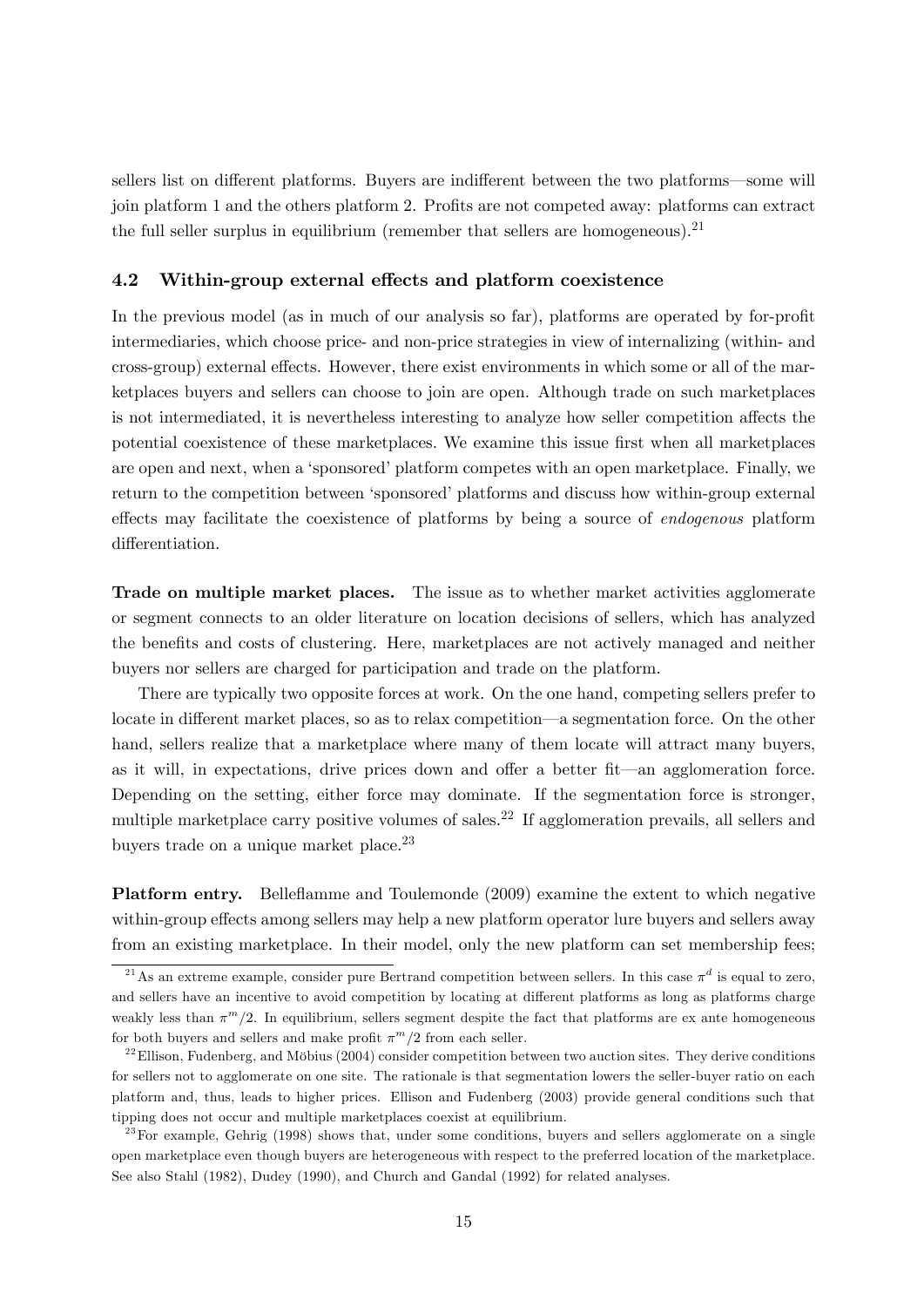sellers list on different platforms. Buyers are indifferent between the two platforms—some will join platform 1 and the others platform 2. Profits are not competed away: platforms can extract the full seller surplus in equilibrium (remember that sellers are homogeneous).[21]

### 4.2 Within-group external effects and platform coexistence

In the previous model (as in much of our analysis so far), platforms are operated by for-profit intermediaries, which choose price- and non-price strategies in view of internalizing (within- and cross-group) external effects. However, there exist environments in which some or all of the marketplaces buyers and sellers can choose to join are open. Although trade on such marketplaces is not intermediated, it is nevertheless interesting to analyze how seller competition affects the potential coexistence of these marketplaces. We examine this issue first when all marketplaces are open and next, when a 'sponsored' platform competes with an open marketplace. Finally, we return to the competition between 'sponsored' platforms and discuss how within-group external effects may facilitate the coexistence of platforms by being a source of *endogenous* platform differentiation.

**Trade on multiple market places.** The issue as to whether market activities agglomerate or segment connects to an older literature on location decisions of sellers, which has analyzed the benefits and costs of clustering. Here, marketplaces are not actively managed and neither buyers nor sellers are charged for participation and trade on the platform.

There are typically two opposite forces at work. On the one hand, competing sellers prefer to locate in different market places, so as to relax competition—a segmentation force. On the other hand, sellers realize that a marketplace where many of them locate will attract many buyers, as it will, in expectations, drive prices down and offer a better fit—an agglomeration force. Depending on the setting, either force may dominate. If the segmentation force is stronger, multiple marketplace carry positive volumes of sales.[22] If agglomeration prevails, all sellers and buyers trade on a unique market place.[23]

**Platform entry.** Belleflamme and Toulemonde (2009) examine the extent to which negative within-group effects among sellers may help a new platform operator lure buyers and sellers away from an existing marketplace. In their model, only the new platform can set membership fees;

[21] As an extreme example, consider pure Bertrand competition between sellers. In this case $\pi^d$ is equal to zero, and sellers have an incentive to avoid competition by locating at different platforms as long as platforms charge weakly less than $\pi^m/2$. In equilibrium, sellers segment despite the fact that platforms are ex ante homogeneous for both buyers and sellers and make profit $\pi^m/2$ from each seller.

[22] Ellison, Fudenberg, and Möbius (2004) consider competition between two auction sites. They derive conditions for sellers not to agglomerate on one site. The rationale is that segmentation lowers the seller-buyer ratio on each platform and, thus, leads to higher prices. Ellison and Fudenberg (2003) provide general conditions such that tipping does not occur and multiple marketplaces coexist at equilibrium.

[23] For example, Gehrig (1998) shows that, under some conditions, buyers and sellers agglomerate on a single open marketplace even though buyers are heterogeneous with respect to the preferred location of the marketplace. See also Stahl (1982), Dudey (1990), and Church and Gandal (1992) for related analyses.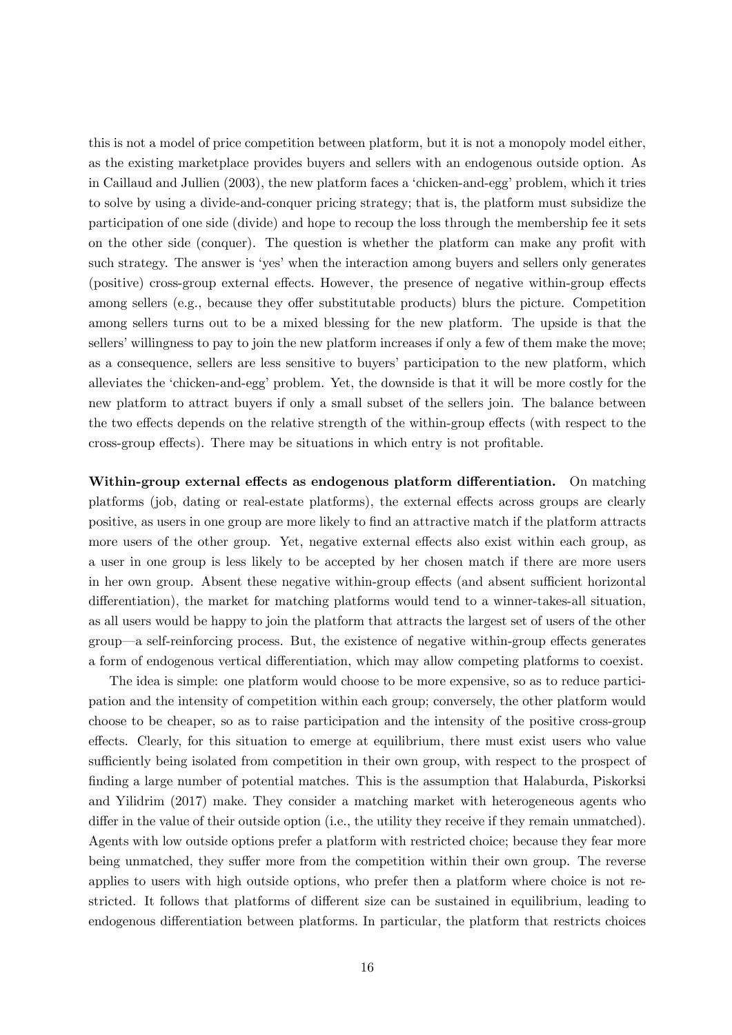this is not a model of price competition between platform, but it is not a monopoly model either, as the existing marketplace provides buyers and sellers with an endogenous outside option. As in Caillaud and Jullien (2003), the new platform faces a 'chicken-and-egg' problem, which it tries to solve by using a divide-and-conquer pricing strategy; that is, the platform must subsidize the participation of one side (divide) and hope to recoup the loss through the membership fee it sets on the other side (conquer). The question is whether the platform can make any profit with such strategy. The answer is 'yes' when the interaction among buyers and sellers only generates (positive) cross-group external effects. However, the presence of negative within-group effects among sellers (e.g., because they offer substitutable products) blurs the picture. Competition among sellers turns out to be a mixed blessing for the new platform. The upside is that the sellers' willingness to pay to join the new platform increases if only a few of them make the move; as a consequence, sellers are less sensitive to buyers' participation to the new platform, which alleviates the 'chicken-and-egg' problem. Yet, the downside is that it will be more costly for the new platform to attract buyers if only a small subset of the sellers join. The balance between the two effects depends on the relative strength of the within-group effects (with respect to the cross-group effects). There may be situations in which entry is not profitable.

**Within-group external effects as endogenous platform differentiation.** On matching platforms (job, dating or real-estate platforms), the external effects across groups are clearly positive, as users in one group are more likely to find an attractive match if the platform attracts more users of the other group. Yet, negative external effects also exist within each group, as a user in one group is less likely to be accepted by her chosen match if there are more users in her own group. Absent these negative within-group effects (and absent sufficient horizontal differentiation), the market for matching platforms would tend to a winner-takes-all situation, as all users would be happy to join the platform that attracts the largest set of users of the other group—a self-reinforcing process. But, the existence of negative within-group effects generates a form of endogenous vertical differentiation, which may allow competing platforms to coexist.

The idea is simple: one platform would choose to be more expensive, so as to reduce participation and the intensity of competition within each group; conversely, the other platform would choose to be cheaper, so as to raise participation and the intensity of the positive cross-group effects. Clearly, for this situation to emerge at equilibrium, there must exist users who value sufficiently being isolated from competition in their own group, with respect to the prospect of finding a large number of potential matches. This is the assumption that Halaburda, Piskorksi and Yilidrim (2017) make. They consider a matching market with heterogeneous agents who differ in the value of their outside option (i.e., the utility they receive if they remain unmatched). Agents with low outside options prefer a platform with restricted choice; because they fear more being unmatched, they suffer more from the competition within their own group. The reverse applies to users with high outside options, who prefer then a platform where choice is not restricted. It follows that platforms of different size can be sustained in equilibrium, leading to endogenous differentiation between platforms. In particular, the platform that restricts choices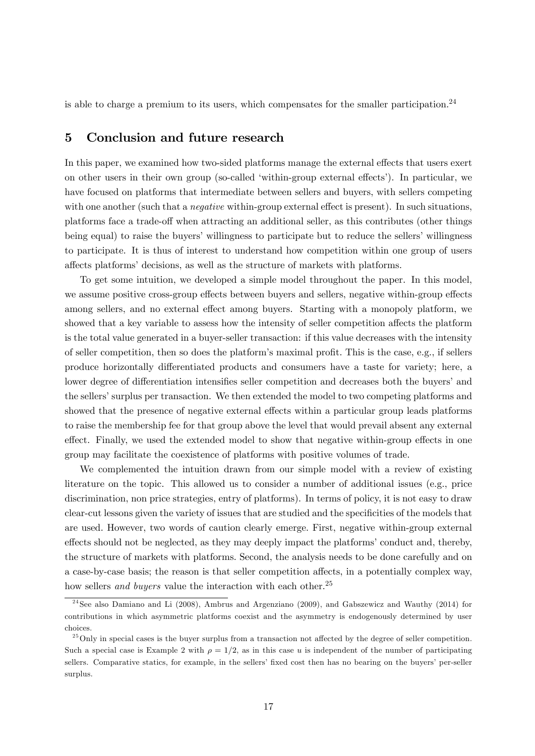is able to charge a premium to its users, which compensates for the smaller participation.[24]

## 5 Conclusion and future research

In this paper, we examined how two-sided platforms manage the external effects that users exert on other users in their own group (so-called 'within-group external effects'). In particular, we have focused on platforms that intermediate between sellers and buyers, with sellers competing with one another (such that a *negative* within-group external effect is present). In such situations, platforms face a trade-off when attracting an additional seller, as this contributes (other things being equal) to raise the buyers' willingness to participate but to reduce the sellers' willingness to participate. It is thus of interest to understand how competition within one group of users affects platforms' decisions, as well as the structure of markets with platforms.

To get some intuition, we developed a simple model throughout the paper. In this model, we assume positive cross-group effects between buyers and sellers, negative within-group effects among sellers, and no external effect among buyers. Starting with a monopoly platform, we showed that a key variable to assess how the intensity of seller competition affects the platform is the total value generated in a buyer-seller transaction: if this value decreases with the intensity of seller competition, then so does the platform's maximal profit. This is the case, e.g., if sellers produce horizontally differentiated products and consumers have a taste for variety; here, a lower degree of differentiation intensifies seller competition and decreases both the buyers' and the sellers' surplus per transaction. We then extended the model to two competing platforms and showed that the presence of negative external effects within a particular group leads platforms to raise the membership fee for that group above the level that would prevail absent any external effect. Finally, we used the extended model to show that negative within-group effects in one group may facilitate the coexistence of platforms with positive volumes of trade.

We complemented the intuition drawn from our simple model with a review of existing literature on the topic. This allowed us to consider a number of additional issues (e.g., price discrimination, non price strategies, entry of platforms). In terms of policy, it is not easy to draw clear-cut lessons given the variety of issues that are studied and the specificities of the models that are used. However, two words of caution clearly emerge. First, negative within-group external effects should not be neglected, as they may deeply impact the platforms' conduct and, thereby, the structure of markets with platforms. Second, the analysis needs to be done carefully and on a case-by-case basis; the reason is that seller competition affects, in a potentially complex way, how sellers *and buyers* value the interaction with each other.[25]

---

[24] See also Damiano and Li (2008), Ambrus and Argenziano (2009), and Gabszewicz and Wauthy (2014) for contributions in which asymmetric platforms coexist and the asymmetry is endogenously determined by user choices.

[25] Only in special cases is the buyer surplus from a transaction not affected by the degree of seller competition. Such a special case is Example 2 with $\rho = 1/2$, as in this case $u$ is independent of the number of participating sellers. Comparative statics, for example, in the sellers' fixed cost then has no bearing on the buyers' per-seller surplus.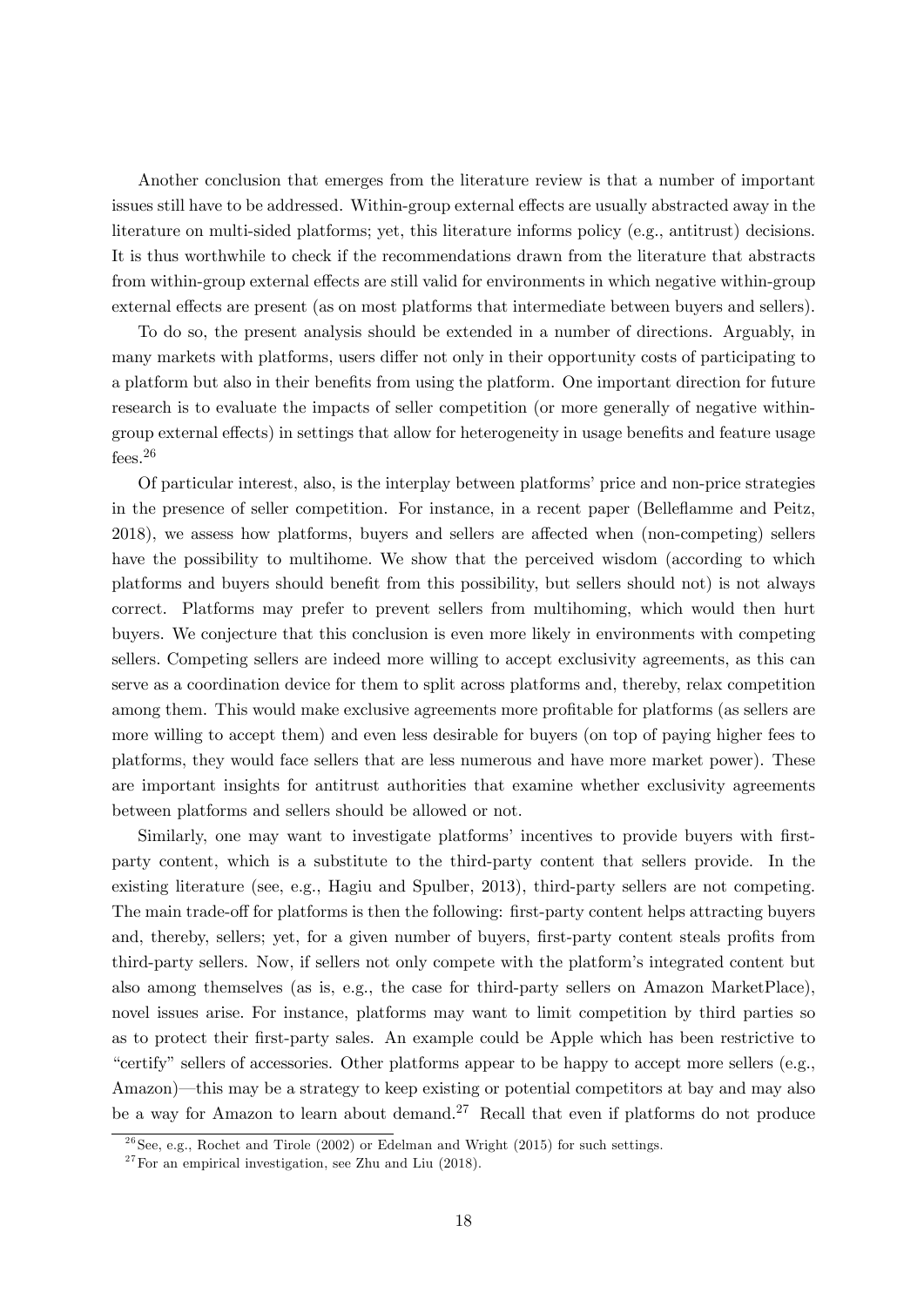Another conclusion that emerges from the literature review is that a number of important issues still have to be addressed. Within-group external effects are usually abstracted away in the literature on multi-sided platforms; yet, this literature informs policy (e.g., antitrust) decisions. It is thus worthwhile to check if the recommendations drawn from the literature that abstracts from within-group external effects are still valid for environments in which negative within-group external effects are present (as on most platforms that intermediate between buyers and sellers).

To do so, the present analysis should be extended in a number of directions. Arguably, in many markets with platforms, users differ not only in their opportunity costs of participating to a platform but also in their benefits from using the platform. One important direction for future research is to evaluate the impacts of seller competition (or more generally of negative within-group external effects) in settings that allow for heterogeneity in usage benefits and feature usage fees.[26]

Of particular interest, also, is the interplay between platforms' price and non-price strategies in the presence of seller competition. For instance, in a recent paper (Belleflamme and Peitz, 2018), we assess how platforms, buyers and sellers are affected when (non-competing) sellers have the possibility to multihome. We show that the perceived wisdom (according to which platforms and buyers should benefit from this possibility, but sellers should not) is not always correct. Platforms may prefer to prevent sellers from multihoming, which would then hurt buyers. We conjecture that this conclusion is even more likely in environments with competing sellers. Competing sellers are indeed more willing to accept exclusivity agreements, as this can serve as a coordination device for them to split across platforms and, thereby, relax competition among them. This would make exclusive agreements more profitable for platforms (as sellers are more willing to accept them) and even less desirable for buyers (on top of paying higher fees to platforms, they would face sellers that are less numerous and have more market power). These are important insights for antitrust authorities that examine whether exclusivity agreements between platforms and sellers should be allowed or not.

Similarly, one may want to investigate platforms' incentives to provide buyers with first-party content, which is a substitute to the third-party content that sellers provide. In the existing literature (see, e.g., Hagiu and Spulber, 2013), third-party sellers are not competing. The main trade-off for platforms is then the following: first-party content helps attracting buyers and, thereby, sellers; yet, for a given number of buyers, first-party content steals profits from third-party sellers. Now, if sellers not only compete with the platform's integrated content but also among themselves (as is, e.g., the case for third-party sellers on Amazon MarketPlace), novel issues arise. For instance, platforms may want to limit competition by third parties so as to protect their first-party sales. An example could be Apple which has been restrictive to "certify" sellers of accessories. Other platforms appear to be happy to accept more sellers (e.g., Amazon)—this may be a strategy to keep existing or potential competitors at bay and may also be a way for Amazon to learn about demand.[27] Recall that even if platforms do not produce

[26] See, e.g., Rochet and Tirole (2002) or Edelman and Wright (2015) for such settings.

[27] For an empirical investigation, see Zhu and Liu (2018).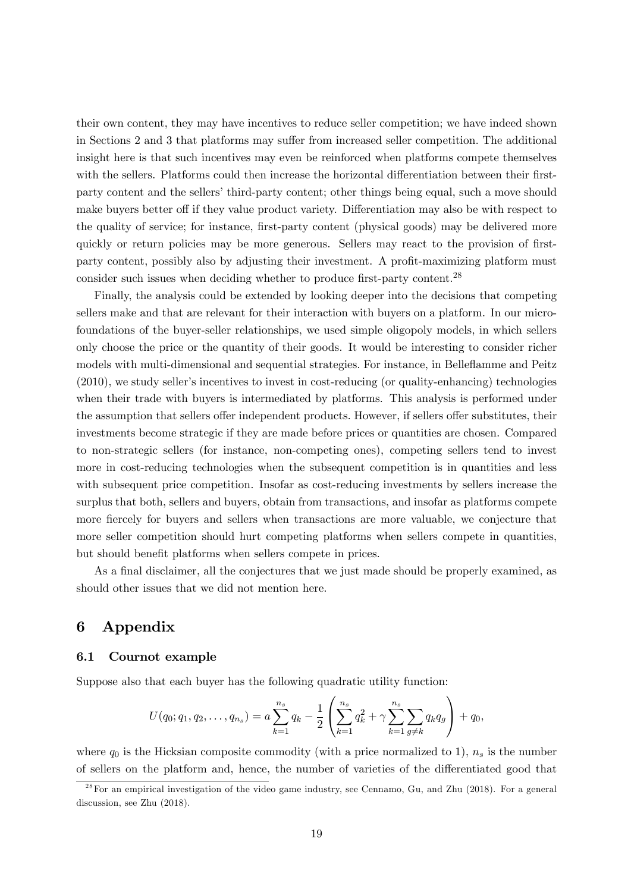their own content, they may have incentives to reduce seller competition; we have indeed shown in Sections 2 and 3 that platforms may suffer from increased seller competition. The additional insight here is that such incentives may even be reinforced when platforms compete themselves with the sellers. Platforms could then increase the horizontal differentiation between their first-party content and the sellers' third-party content; other things being equal, such a move should make buyers better off if they value product variety. Differentiation may also be with respect to the quality of service; for instance, first-party content (physical goods) may be delivered more quickly or return policies may be more generous. Sellers may react to the provision of first-party content, possibly also by adjusting their investment. A profit-maximizing platform must consider such issues when deciding whether to produce first-party content.[28]

Finally, the analysis could be extended by looking deeper into the decisions that competing sellers make and that are relevant for their interaction with buyers on a platform. In our micro-foundations of the buyer-seller relationships, we used simple oligopoly models, in which sellers only choose the price or the quantity of their goods. It would be interesting to consider richer models with multi-dimensional and sequential strategies. For instance, in Belleflamme and Peitz (2010), we study seller's incentives to invest in cost-reducing (or quality-enhancing) technologies when their trade with buyers is intermediated by platforms. This analysis is performed under the assumption that sellers offer independent products. However, if sellers offer substitutes, their investments become strategic if they are made before prices or quantities are chosen. Compared to non-strategic sellers (for instance, non-competing ones), competing sellers tend to invest more in cost-reducing technologies when the subsequent competition is in quantities and less with subsequent price competition. Insofar as cost-reducing investments by sellers increase the surplus that both, sellers and buyers, obtain from transactions, and insofar as platforms compete more fiercely for buyers and sellers when transactions are more valuable, we conjecture that more seller competition should hurt competing platforms when sellers compete in quantities, but should benefit platforms when sellers compete in prices.

As a final disclaimer, all the conjectures that we just made should be properly examined, as should other issues that we did not mention here.

## 6 Appendix

### 6.1 Cournot example

Suppose also that each buyer has the following quadratic utility function:

$$U(q_0; q_1, q_2, \ldots, q_{n_s}) = a \sum_{k=1}^{n_s} q_k - \frac{1}{2} \left( \sum_{k=1}^{n_s} q_k^2 + \gamma \sum_{k=1}^{n_s} \sum_{g \neq k} q_k q_g \right) + q_0,$$

where $q_0$ is the Hicksian composite commodity (with a price normalized to 1), $n_s$ is the number of sellers on the platform and, hence, the number of varieties of the differentiated good that

[28] For an empirical investigation of the video game industry, see Cennamo, Gu, and Zhu (2018). For a general discussion, see Zhu (2018).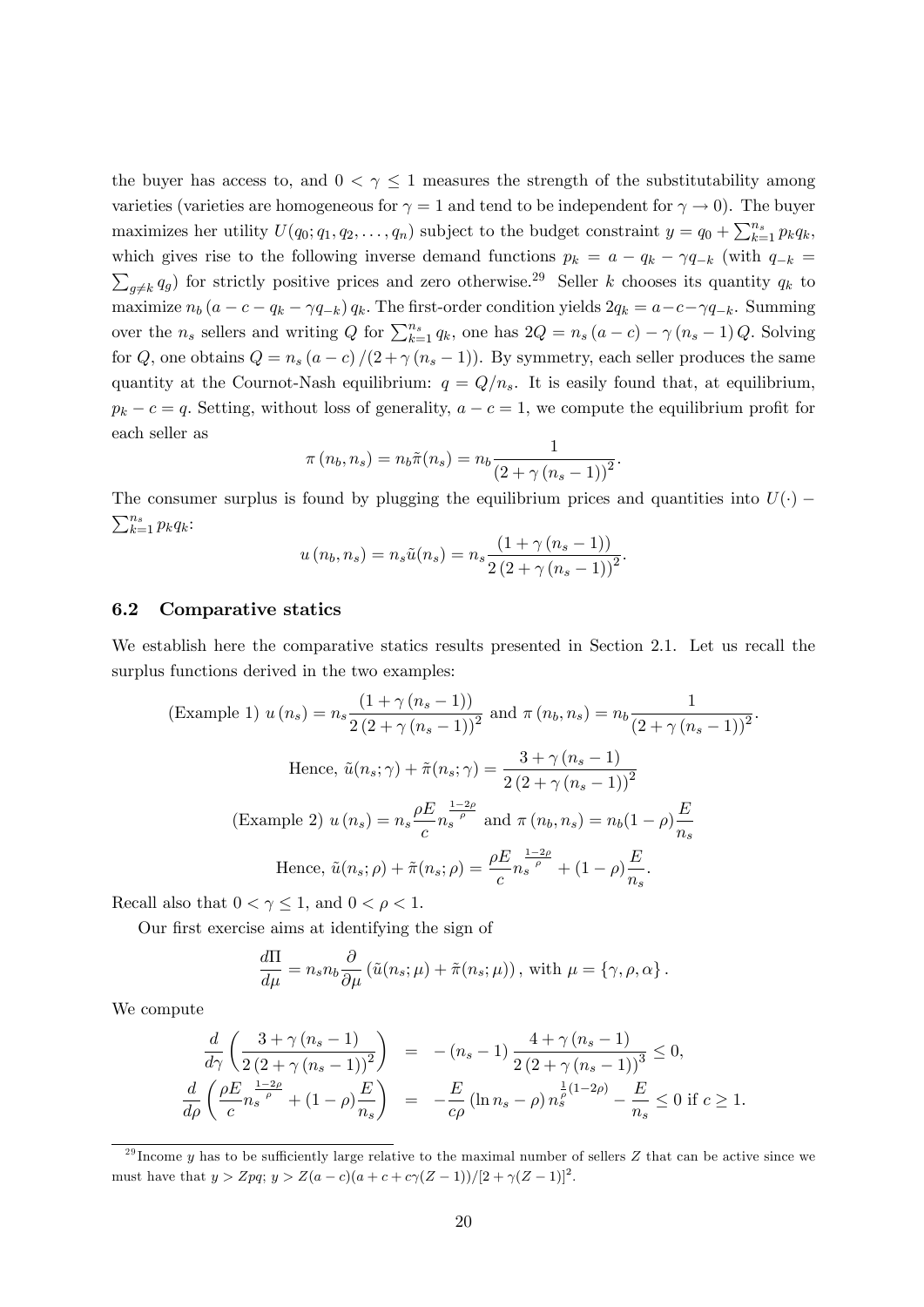the buyer has access to, and $0 < \gamma \leq 1$ measures the strength of the substitutability among varieties (varieties are homogeneous for $\gamma = 1$ and tend to be independent for $\gamma \to 0$). The buyer maximizes her utility $U(q_0; q_1, q_2, \ldots, q_n)$ subject to the budget constraint $y = q_0 + \sum_{k=1}^{n_s} p_k q_k$, which gives rise to the following inverse demand functions $p_k = a - q_k - \gamma q_{-k}$ (with $q_{-k} = \sum_{g \neq k} q_g$) for strictly positive prices and zero otherwise.[29] Seller $k$ chooses its quantity $q_k$ to maximize $n_b \left(a - c - q_k - \gamma q_{-k}\right) q_k$. The first-order condition yields $2q_k = a - c - \gamma q_{-k}$. Summing over the $n_s$ sellers and writing $Q$ for $\sum_{k=1}^{n_s} q_k$, one has $2Q = n_s \left(a - c\right) - \gamma \left(n_s - 1\right) Q$. Solving for $Q$, one obtains $Q = n_s \left(a - c\right) / \left(2 + \gamma \left(n_s - 1\right)\right)$. By symmetry, each seller produces the same quantity at the Cournot-Nash equilibrium: $q = Q/n_s$. It is easily found that, at equilibrium, $p_k - c = q$. Setting, without loss of generality, $a - c = 1$, we compute the equilibrium profit for each seller as

$$\pi\left(n_b, n_s\right) = n_b \tilde{\pi}(n_s) = n_b \frac{1}{\left(2 + \gamma\left(n_s - 1\right)\right)^2}.$$

The consumer surplus is found by plugging the equilibrium prices and quantities into $U(\cdot) - \sum_{k=1}^{n_s} p_k q_k$:

$$u\left(n_b, n_s\right) = n_s \tilde{u}(n_s) = n_s \frac{\left(1 + \gamma\left(n_s - 1\right)\right)}{2\left(2 + \gamma\left(n_s - 1\right)\right)^2}.$$

## 6.2 Comparative statics

We establish here the comparative statics results presented in Section 2.1. Let us recall the surplus functions derived in the two examples:

$$\text{(Example 1) } u\left(n_s\right) = n_s \frac{\left(1 + \gamma\left(n_s - 1\right)\right)}{2\left(2 + \gamma\left(n_s - 1\right)\right)^2} \text{ and } \pi\left(n_b, n_s\right) = n_b \frac{1}{\left(2 + \gamma\left(n_s - 1\right)\right)^2}.$$

$$\text{Hence, } \tilde{u}(n_s; \gamma) + \tilde{\pi}(n_s; \gamma) = \frac{3 + \gamma\left(n_s - 1\right)}{2\left(2 + \gamma\left(n_s - 1\right)\right)^2}$$

$$\text{(Example 2) } u\left(n_s\right) = n_s \frac{\rho E}{c} n_s^{\frac{1-2\rho}{\rho}} \text{ and } \pi\left(n_b, n_s\right) = n_b (1 - \rho) \frac{E}{n_s}$$

$$\text{Hence, } \tilde{u}(n_s; \rho) + \tilde{\pi}(n_s; \rho) = \frac{\rho E}{c} n_s^{\frac{1-2\rho}{\rho}} + (1 - \rho) \frac{E}{n_s}.$$

Recall also that $0 < \gamma \leq 1$, and $0 < \rho < 1$.

Our first exercise aims at identifying the sign of

$$\frac{d\Pi}{d\mu} = n_s n_b \frac{\partial}{\partial \mu}\left(\tilde{u}(n_s; \mu) + \tilde{\pi}(n_s; \mu)\right), \text{ with } \mu = \left\{\gamma, \rho, \alpha\right\}.$$

We compute

$$\begin{aligned}
\frac{d}{d\gamma}\left(\frac{3 + \gamma\left(n_s - 1\right)}{2\left(2 + \gamma\left(n_s - 1\right)\right)^2}\right) &= -\left(n_s - 1\right) \frac{4 + \gamma\left(n_s - 1\right)}{2\left(2 + \gamma\left(n_s - 1\right)\right)^3} \leq 0, \\
\frac{d}{d\rho}\left(\frac{\rho E}{c} n_s^{\frac{1-2\rho}{\rho}} + (1 - \rho) \frac{E}{n_s}\right) &= -\frac{E}{c\rho}\left(\ln n_s - \rho\right) n_s^{\frac{1}{\rho}(1-2\rho)} - \frac{E}{n_s} \leq 0 \text{ if } c \geq 1.
\end{aligned}$$

[29] Income $y$ has to be sufficiently large relative to the maximal number of sellers $Z$ that can be active since we must have that $y > Zpq$; $y > Z(a-c)(a+c+c\gamma(Z-1))/[2+\gamma(Z-1)]^2$.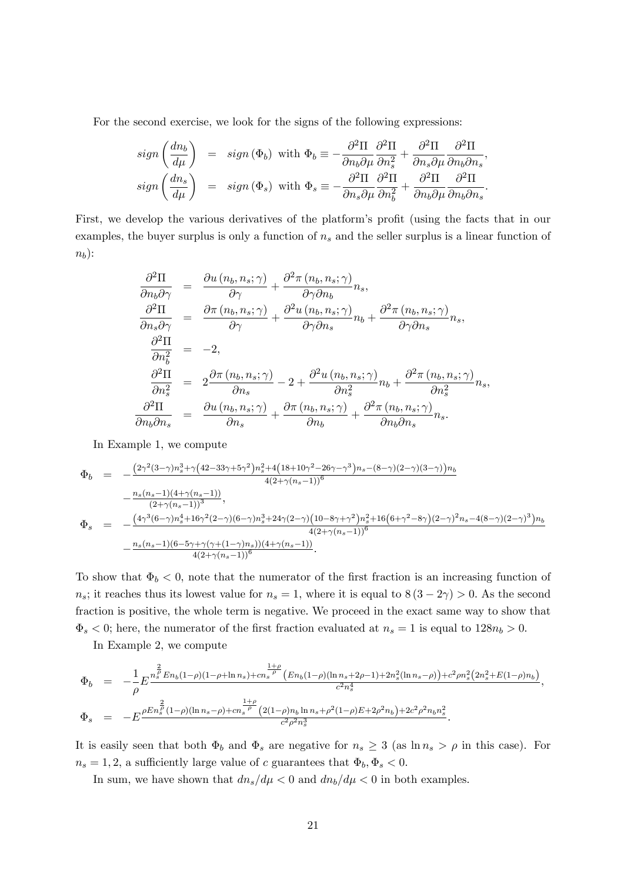For the second exercise, we look for the signs of the following expressions:

$$
\begin{aligned}
sign\left(\frac{dn_b}{d\mu}\right) &= sign\left(\Phi_b\right) \text{ with } \Phi_b \equiv -\frac{\partial^2 \Pi}{\partial n_b \partial \mu}\frac{\partial^2 \Pi}{\partial n_s^2} + \frac{\partial^2 \Pi}{\partial n_s \partial \mu}\frac{\partial^2 \Pi}{\partial n_b \partial n_s}, \\
sign\left(\frac{dn_s}{d\mu}\right) &= sign\left(\Phi_s\right) \text{ with } \Phi_s \equiv -\frac{\partial^2 \Pi}{\partial n_s \partial \mu}\frac{\partial^2 \Pi}{\partial n_b^2} + \frac{\partial^2 \Pi}{\partial n_b \partial \mu}\frac{\partial^2 \Pi}{\partial n_b \partial n_s}.
\end{aligned}
$$

First, we develop the various derivatives of the platform's profit (using the facts that in our examples, the buyer surplus is only a function of $n_s$ and the seller surplus is a linear function of $n_b$):

$$
\begin{aligned}
\frac{\partial^2 \Pi}{\partial n_b \partial \gamma} &= \frac{\partial u\left(n_b, n_s; \gamma\right)}{\partial \gamma} + \frac{\partial^2 \pi\left(n_b, n_s; \gamma\right)}{\partial \gamma \partial n_b} n_s, \\
\frac{\partial^2 \Pi}{\partial n_s \partial \gamma} &= \frac{\partial \pi\left(n_b, n_s; \gamma\right)}{\partial \gamma} + \frac{\partial^2 u\left(n_b, n_s; \gamma\right)}{\partial \gamma \partial n_s} n_b + \frac{\partial^2 \pi\left(n_b, n_s; \gamma\right)}{\partial \gamma \partial n_s} n_s, \\
\frac{\partial^2 \Pi}{\partial n_b^2} &= -2, \\
\frac{\partial^2 \Pi}{\partial n_s^2} &= 2\frac{\partial \pi\left(n_b, n_s; \gamma\right)}{\partial n_s} - 2 + \frac{\partial^2 u\left(n_b, n_s; \gamma\right)}{\partial n_s^2} n_b + \frac{\partial^2 \pi\left(n_b, n_s; \gamma\right)}{\partial n_s^2} n_s, \\
\frac{\partial^2 \Pi}{\partial n_b \partial n_s} &= \frac{\partial u\left(n_b, n_s; \gamma\right)}{\partial n_s} + \frac{\partial \pi\left(n_b, n_s; \gamma\right)}{\partial n_b} + \frac{\partial^2 \pi\left(n_b, n_s; \gamma\right)}{\partial n_b \partial n_s} n_s.
\end{aligned}
$$

In Example 1, we compute

$$
\begin{aligned}
\Phi_b &= -\frac{\left(2\gamma^2(3-\gamma)n_s^3 + \gamma\left(42-33\gamma+5\gamma^2\right)n_s^2 + 4\left(18+10\gamma^2-26\gamma-\gamma^3\right)n_s - (8-\gamma)(2-\gamma)(3-\gamma)\right)n_b}{4\left(2+\gamma(n_s-1)\right)^6} \\
&\quad -\frac{n_s(n_s-1)(4+\gamma(n_s-1))}{\left(2+\gamma(n_s-1)\right)^3}, \\
\Phi_s &= -\frac{\left(4\gamma^3(6-\gamma)n_s^4 + 16\gamma^2(2-\gamma)(6-\gamma)n_s^3 + 24\gamma(2-\gamma)\left(10-8\gamma+\gamma^2\right)n_s^2 + 16\left(6+\gamma^2-8\gamma\right)(2-\gamma)^2 n_s - 4(8-\gamma)(2-\gamma)^3\right)n_b}{4\left(2+\gamma(n_s-1)\right)^6} \\
&\quad -\frac{n_s(n_s-1)(6-5\gamma+\gamma(\gamma+(1-\gamma)n_s))(4+\gamma(n_s-1))}{4\left(2+\gamma(n_s-1)\right)^6}.
\end{aligned}
$$

To show that $\Phi_b < 0$, note that the numerator of the first fraction is an increasing function of $n_s$; it reaches thus its lowest value for $n_s = 1$, where it is equal to $8\left(3-2\gamma\right) > 0$. As the second fraction is positive, the whole term is negative. We proceed in the exact same way to show that $\Phi_s < 0$; here, the numerator of the first fraction evaluated at $n_s = 1$ is equal to $128 n_b > 0$.

In Example 2, we compute

$$
\begin{aligned}
\Phi_b &= -\frac{1}{\rho} E \frac{n_s^{\frac{2}{\rho}} E n_b (1-\rho)(1-\rho+\ln n_s) + c n_s^{\frac{1+\rho}{\rho}}\left(E n_b (1-\rho)(\ln n_s + 2\rho - 1) + 2n_s^2(\ln n_s - \rho)\right) + c^2 \rho n_s^2\left(2n_s^2 + E(1-\rho)n_b\right)}{c^2 n_s^4}, \\
\Phi_s &= -E\frac{\rho E n_s^{\frac{2}{\rho}}(1-\rho)(\ln n_s - \rho) + c n_s^{\frac{1+\rho}{\rho}}\left(2(1-\rho)n_b \ln n_s + \rho^2(1-\rho)E + 2\rho^2 n_b\right) + 2c^2\rho^2 n_b n_s^2}{c^2 \rho^2 n_s^3}.
\end{aligned}
$$

It is easily seen that both $\Phi_b$ and $\Phi_s$ are negative for $n_s \geq 3$ (as $\ln n_s > \rho$ in this case). For $n_s = 1, 2$, a sufficiently large value of $c$ guarantees that $\Phi_b, \Phi_s < 0$.

In sum, we have shown that $dn_s/d\mu < 0$ and $dn_b/d\mu < 0$ in both examples.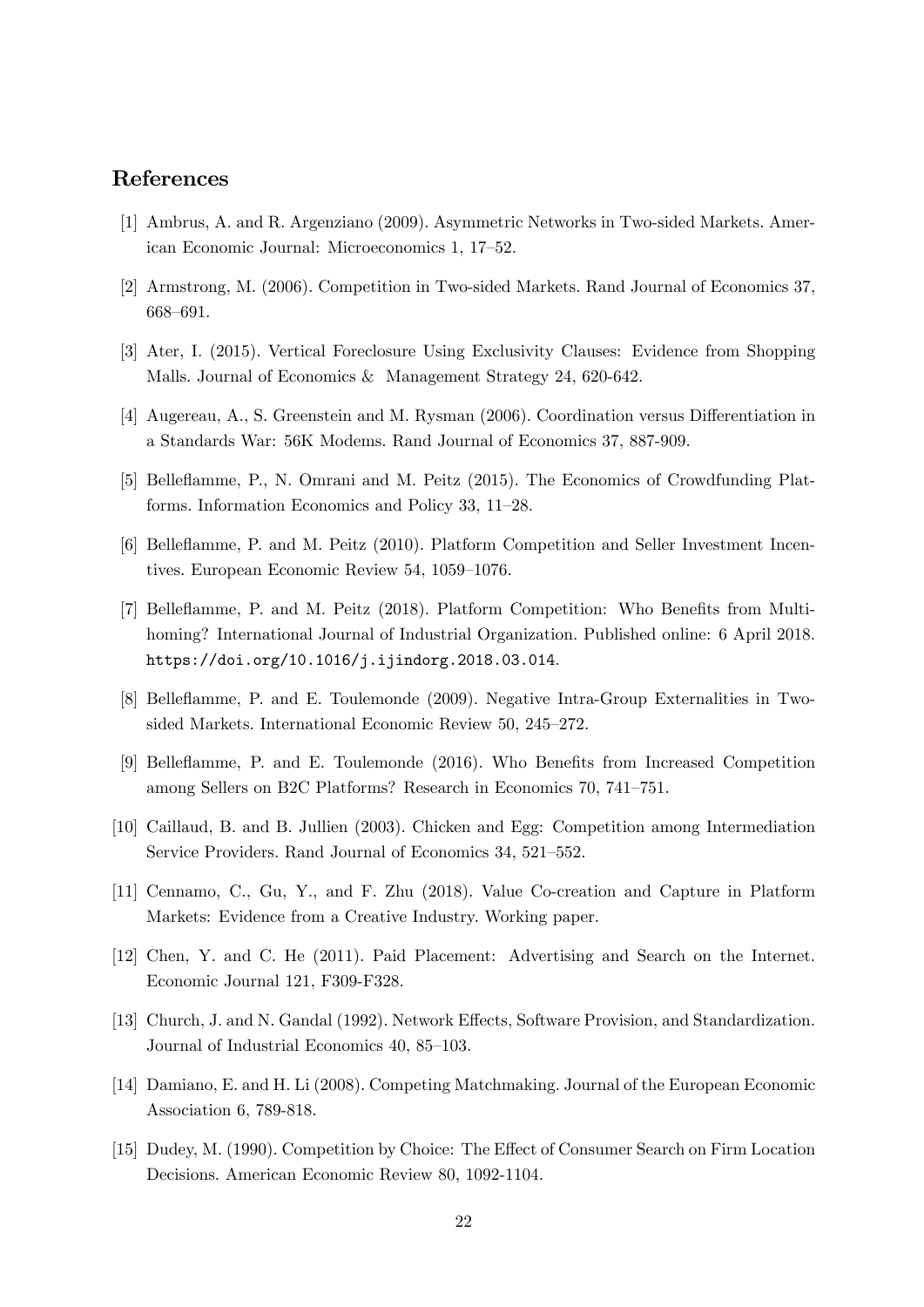## References

[1] Ambrus, A. and R. Argenziano (2009). Asymmetric Networks in Two-sided Markets. American Economic Journal: Microeconomics 1, 17–52.

[2] Armstrong, M. (2006). Competition in Two-sided Markets. Rand Journal of Economics 37, 668–691.

[3] Ater, I. (2015). Vertical Foreclosure Using Exclusivity Clauses: Evidence from Shopping Malls. Journal of Economics & Management Strategy 24, 620-642.

[4] Augereau, A., S. Greenstein and M. Rysman (2006). Coordination versus Differentiation in a Standards War: 56K Modems. Rand Journal of Economics 37, 887-909.

[5] Belleflamme, P., N. Omrani and M. Peitz (2015). The Economics of Crowdfunding Platforms. Information Economics and Policy 33, 11–28.

[6] Belleflamme, P. and M. Peitz (2010). Platform Competition and Seller Investment Incentives. European Economic Review 54, 1059–1076.

[7] Belleflamme, P. and M. Peitz (2018). Platform Competition: Who Benefits from Multihoming? International Journal of Industrial Organization. Published online: 6 April 2018. https://doi.org/10.1016/j.ijindorg.2018.03.014.

[8] Belleflamme, P. and E. Toulemonde (2009). Negative Intra-Group Externalities in Two-sided Markets. International Economic Review 50, 245–272.

[9] Belleflamme, P. and E. Toulemonde (2016). Who Benefits from Increased Competition among Sellers on B2C Platforms? Research in Economics 70, 741–751.

[10] Caillaud, B. and B. Jullien (2003). Chicken and Egg: Competition among Intermediation Service Providers. Rand Journal of Economics 34, 521–552.

[11] Cennamo, C., Gu, Y., and F. Zhu (2018). Value Co-creation and Capture in Platform Markets: Evidence from a Creative Industry. Working paper.

[12] Chen, Y. and C. He (2011). Paid Placement: Advertising and Search on the Internet. Economic Journal 121, F309-F328.

[13] Church, J. and N. Gandal (1992). Network Effects, Software Provision, and Standardization. Journal of Industrial Economics 40, 85–103.

[14] Damiano, E. and H. Li (2008). Competing Matchmaking. Journal of the European Economic Association 6, 789-818.

[15] Dudey, M. (1990). Competition by Choice: The Effect of Consumer Search on Firm Location Decisions. American Economic Review 80, 1092-1104.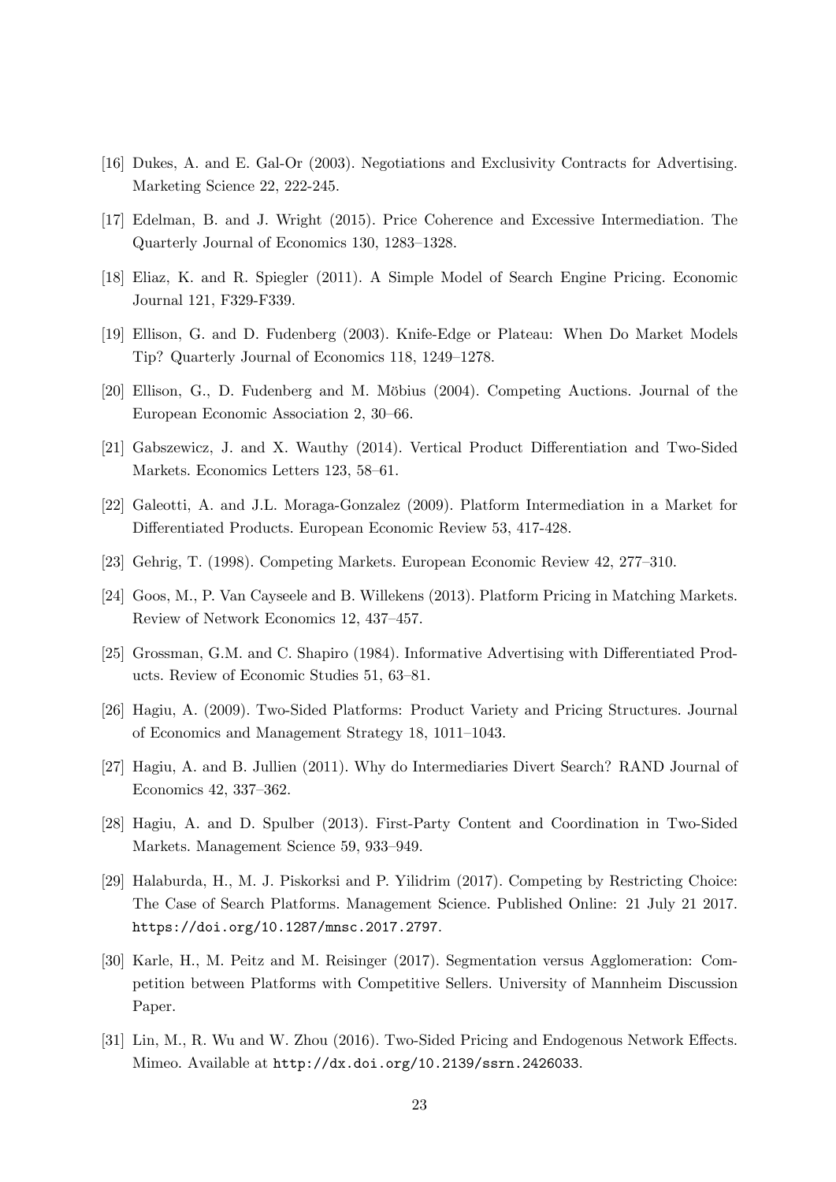[16] Dukes, A. and E. Gal-Or (2003). Negotiations and Exclusivity Contracts for Advertising. Marketing Science 22, 222-245.

[17] Edelman, B. and J. Wright (2015). Price Coherence and Excessive Intermediation. The Quarterly Journal of Economics 130, 1283–1328.

[18] Eliaz, K. and R. Spiegler (2011). A Simple Model of Search Engine Pricing. Economic Journal 121, F329-F339.

[19] Ellison, G. and D. Fudenberg (2003). Knife-Edge or Plateau: When Do Market Models Tip? Quarterly Journal of Economics 118, 1249–1278.

[20] Ellison, G., D. Fudenberg and M. Möbius (2004). Competing Auctions. Journal of the European Economic Association 2, 30–66.

[21] Gabszewicz, J. and X. Wauthy (2014). Vertical Product Differentiation and Two-Sided Markets. Economics Letters 123, 58–61.

[22] Galeotti, A. and J.L. Moraga-Gonzalez (2009). Platform Intermediation in a Market for Differentiated Products. European Economic Review 53, 417-428.

[23] Gehrig, T. (1998). Competing Markets. European Economic Review 42, 277–310.

[24] Goos, M., P. Van Cayseele and B. Willekens (2013). Platform Pricing in Matching Markets. Review of Network Economics 12, 437–457.

[25] Grossman, G.M. and C. Shapiro (1984). Informative Advertising with Differentiated Products. Review of Economic Studies 51, 63–81.

[26] Hagiu, A. (2009). Two-Sided Platforms: Product Variety and Pricing Structures. Journal of Economics and Management Strategy 18, 1011–1043.

[27] Hagiu, A. and B. Jullien (2011). Why do Intermediaries Divert Search? RAND Journal of Economics 42, 337–362.

[28] Hagiu, A. and D. Spulber (2013). First-Party Content and Coordination in Two-Sided Markets. Management Science 59, 933–949.

[29] Halaburda, H., M. J. Piskorksi and P. Yilidrim (2017). Competing by Restricting Choice: The Case of Search Platforms. Management Science. Published Online: 21 July 21 2017. https://doi.org/10.1287/mnsc.2017.2797.

[30] Karle, H., M. Peitz and M. Reisinger (2017). Segmentation versus Agglomeration: Competition between Platforms with Competitive Sellers. University of Mannheim Discussion Paper.

[31] Lin, M., R. Wu and W. Zhou (2016). Two-Sided Pricing and Endogenous Network Effects. Mimeo. Available at http://dx.doi.org/10.2139/ssrn.2426033.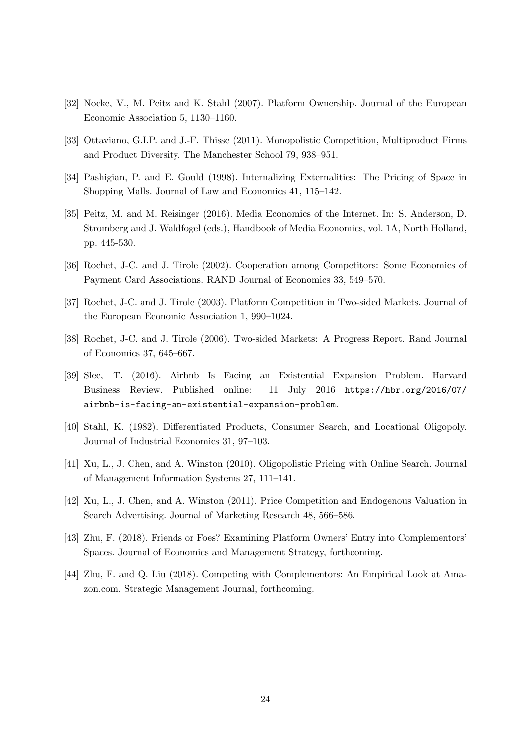[32] Nocke, V., M. Peitz and K. Stahl (2007). Platform Ownership. Journal of the European Economic Association 5, 1130–1160.

[33] Ottaviano, G.I.P. and J.-F. Thisse (2011). Monopolistic Competition, Multiproduct Firms and Product Diversity. The Manchester School 79, 938–951.

[34] Pashigian, P. and E. Gould (1998). Internalizing Externalities: The Pricing of Space in Shopping Malls. Journal of Law and Economics 41, 115–142.

[35] Peitz, M. and M. Reisinger (2016). Media Economics of the Internet. In: S. Anderson, D. Stromberg and J. Waldfogel (eds.), Handbook of Media Economics, vol. 1A, North Holland, pp. 445-530.

[36] Rochet, J-C. and J. Tirole (2002). Cooperation among Competitors: Some Economics of Payment Card Associations. RAND Journal of Economics 33, 549–570.

[37] Rochet, J-C. and J. Tirole (2003). Platform Competition in Two-sided Markets. Journal of the European Economic Association 1, 990–1024.

[38] Rochet, J-C. and J. Tirole (2006). Two-sided Markets: A Progress Report. Rand Journal of Economics 37, 645–667.

[39] Slee, T. (2016). Airbnb Is Facing an Existential Expansion Problem. Harvard Business Review. Published online: 11 July 2016 https://hbr.org/2016/07/airbnb-is-facing-an-existential-expansion-problem.

[40] Stahl, K. (1982). Differentiated Products, Consumer Search, and Locational Oligopoly. Journal of Industrial Economics 31, 97–103.

[41] Xu, L., J. Chen, and A. Winston (2010). Oligopolistic Pricing with Online Search. Journal of Management Information Systems 27, 111–141.

[42] Xu, L., J. Chen, and A. Winston (2011). Price Competition and Endogenous Valuation in Search Advertising. Journal of Marketing Research 48, 566–586.

[43] Zhu, F. (2018). Friends or Foes? Examining Platform Owners' Entry into Complementors' Spaces. Journal of Economics and Management Strategy, forthcoming.

[44] Zhu, F. and Q. Liu (2018). Competing with Complementors: An Empirical Look at Amazon.com. Strategic Management Journal, forthcoming.